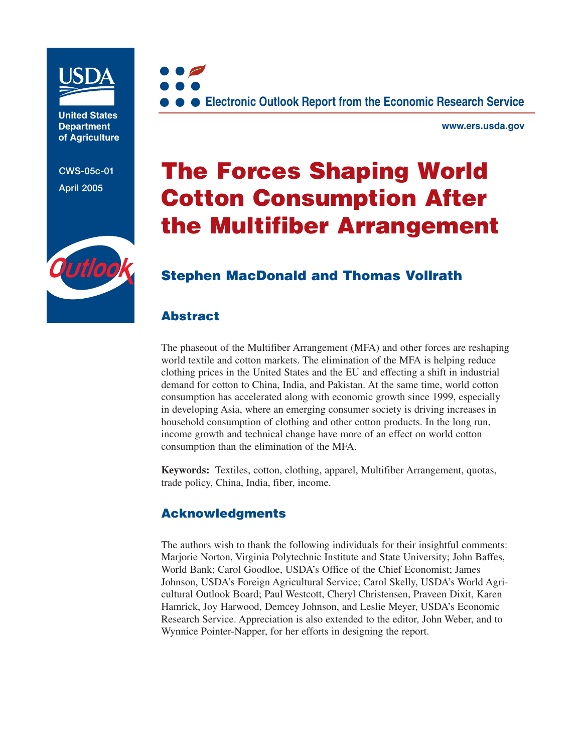United States Department of Agriculture

CWS-05c-01

April 2005

Electronic Outlook Report from the Economic Research Service

www.ers.usda.gov

# The Forces Shaping World Cotton Consumption After the Multifiber Arrangement

### Stephen MacDonald and Thomas Vollrath

## Abstract

The phaseout of the Multifiber Arrangement (MFA) and other forces are reshaping world textile and cotton markets. The elimination of the MFA is helping reduce clothing prices in the United States and the EU and effecting a shift in industrial demand for cotton to China, India, and Pakistan. At the same time, world cotton consumption has accelerated along with economic growth since 1999, especially in developing Asia, where an emerging consumer society is driving increases in household consumption of clothing and other cotton products. In the long run, income growth and technical change have more of an effect on world cotton consumption than the elimination of the MFA.

**Keywords:** Textiles, cotton, clothing, apparel, Multifiber Arrangement, quotas, trade policy, China, India, fiber, income.

## Acknowledgments

The authors wish to thank the following individuals for their insightful comments: Marjorie Norton, Virginia Polytechnic Institute and State University; John Baffes, World Bank; Carol Goodloe, USDA's Office of the Chief Economist; James Johnson, USDA's Foreign Agricultural Service; Carol Skelly, USDA's World Agricultural Outlook Board; Paul Westcott, Cheryl Christensen, Praveen Dixit, Karen Hamrick, Joy Harwood, Demcey Johnson, and Leslie Meyer, USDA's Economic Research Service. Appreciation is also extended to the editor, John Weber, and to Wynnice Pointer-Napper, for her efforts in designing the report.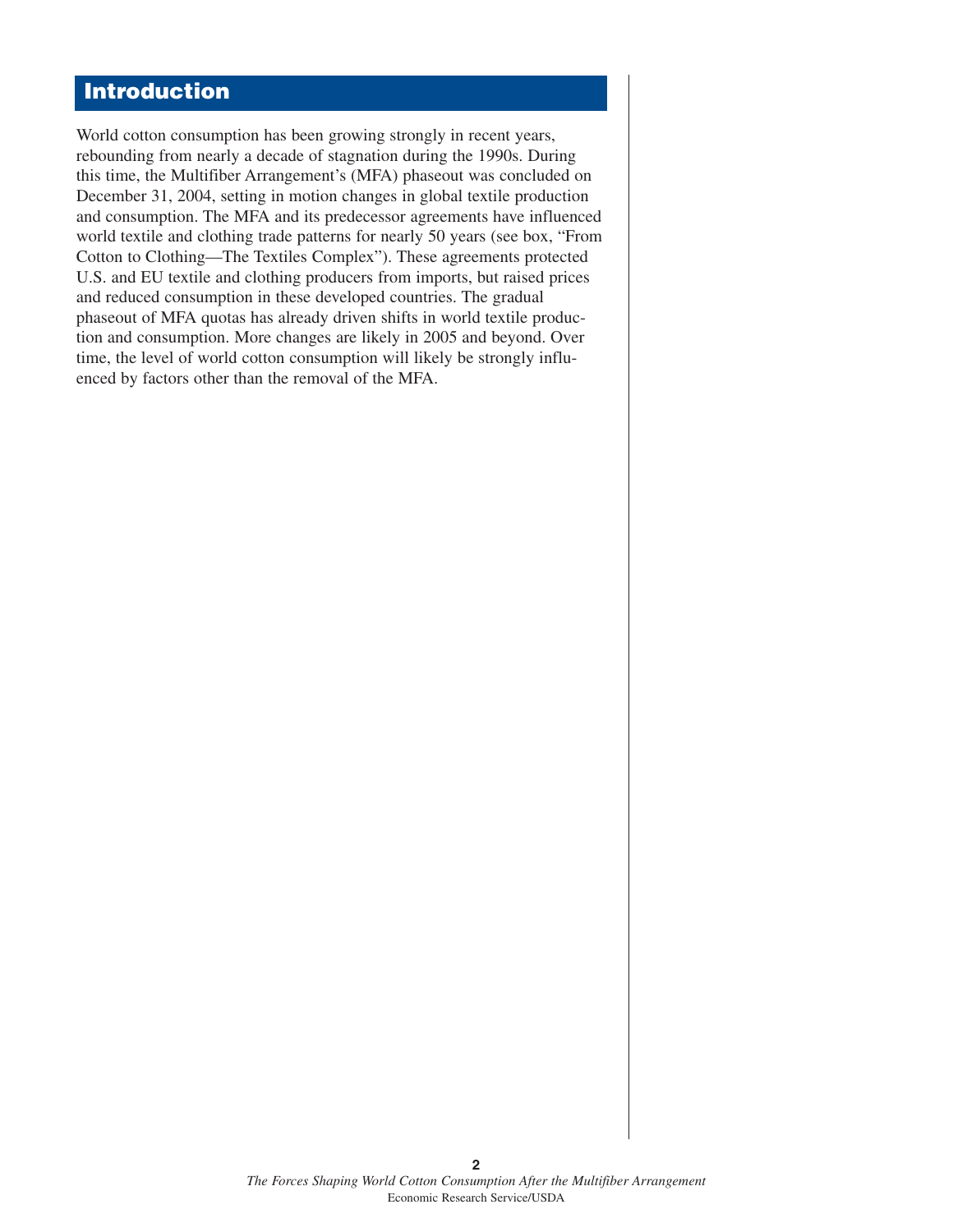# Introduction

World cotton consumption has been growing strongly in recent years, rebounding from nearly a decade of stagnation during the 1990s. During this time, the Multifiber Arrangement's (MFA) phaseout was concluded on December 31, 2004, setting in motion changes in global textile production and consumption. The MFA and its predecessor agreements have influenced world textile and clothing trade patterns for nearly 50 years (see box, "From Cotton to Clothing—The Textiles Complex"). These agreements protected U.S. and EU textile and clothing producers from imports, but raised prices and reduced consumption in these developed countries. The gradual phaseout of MFA quotas has already driven shifts in world textile production and consumption. More changes are likely in 2005 and beyond. Over time, the level of world cotton consumption will likely be strongly influenced by factors other than the removal of the MFA.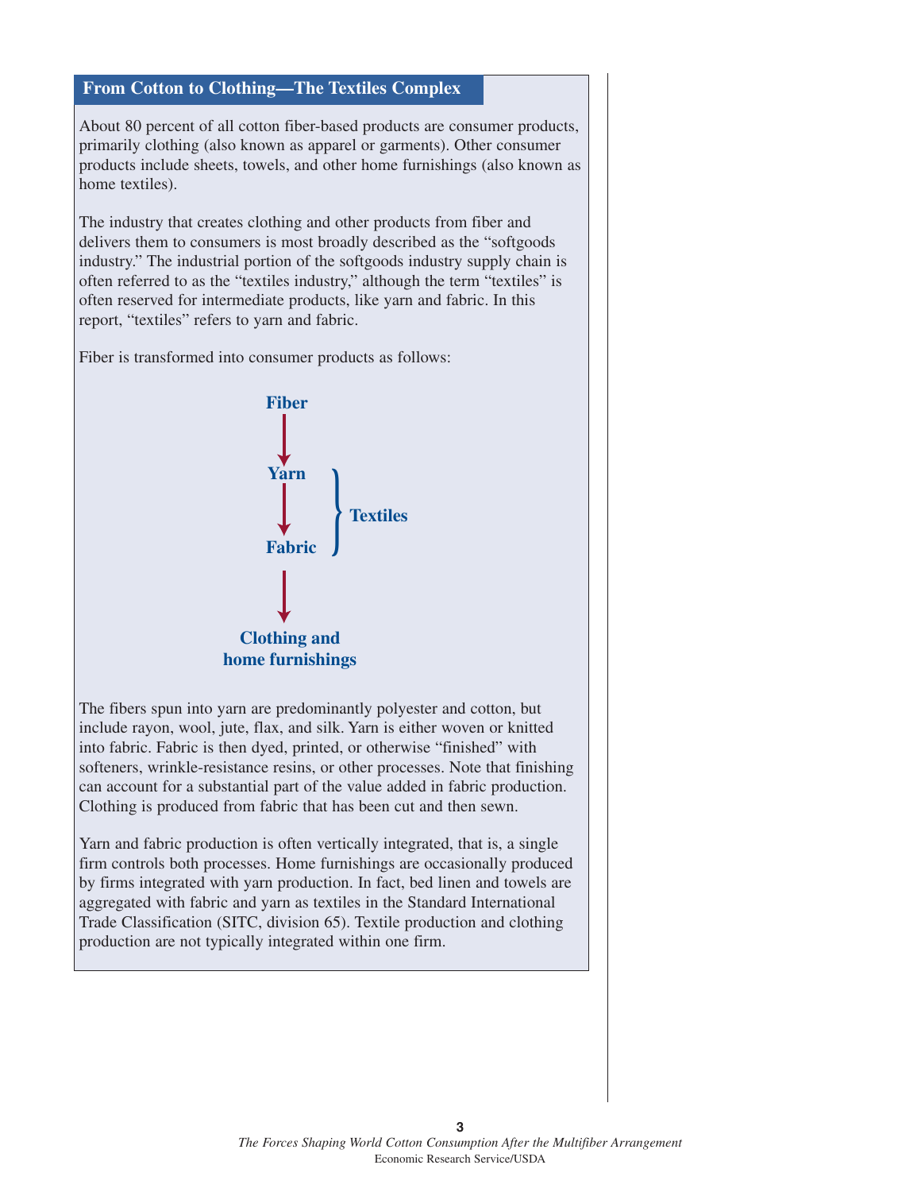## From Cotton to Clothing—The Textiles Complex

About 80 percent of all cotton fiber-based products are consumer products, primarily clothing (also known as apparel or garments). Other consumer products include sheets, towels, and other home furnishings (also known as home textiles).

The industry that creates clothing and other products from fiber and delivers them to consumers is most broadly described as the "softgoods industry." The industrial portion of the softgoods industry supply chain is often referred to as the "textiles industry," although the term "textiles" is often reserved for intermediate products, like yarn and fabric. In this report, "textiles" refers to yarn and fabric.

Fiber is transformed into consumer products as follows:

**Fiber**
↓
**Yarn** } **Textiles**
↓
**Fabric**
↓
**Clothing and home furnishings**

The fibers spun into yarn are predominantly polyester and cotton, but include rayon, wool, jute, flax, and silk. Yarn is either woven or knitted into fabric. Fabric is then dyed, printed, or otherwise "finished" with softeners, wrinkle-resistance resins, or other processes. Note that finishing can account for a substantial part of the value added in fabric production. Clothing is produced from fabric that has been cut and then sewn.

Yarn and fabric production is often vertically integrated, that is, a single firm controls both processes. Home furnishings are occasionally produced by firms integrated with yarn production. In fact, bed linen and towels are aggregated with fabric and yarn as textiles in the Standard International Trade Classification (SITC, division 65). Textile production and clothing production are not typically integrated within one firm.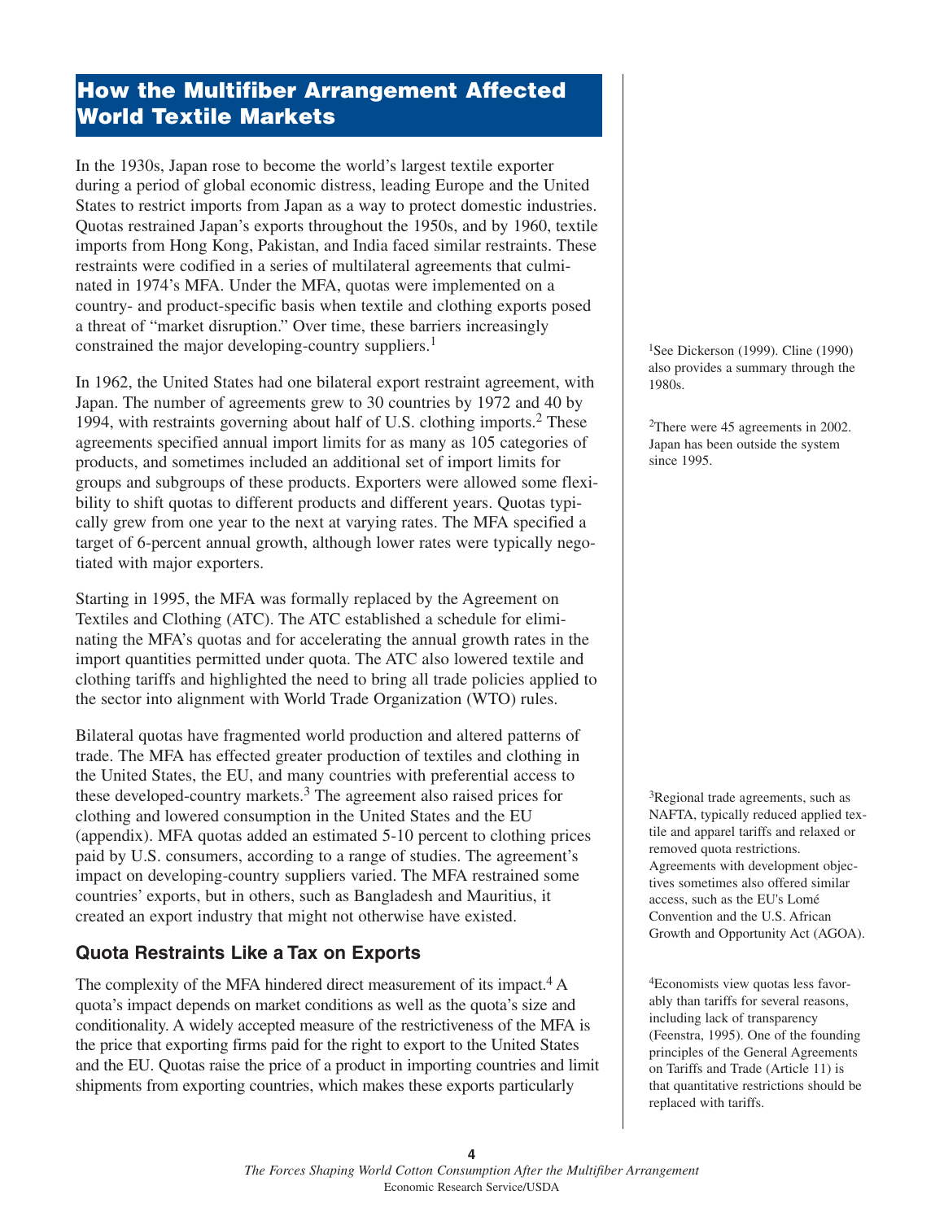## How the Multifiber Arrangement Affected World Textile Markets

In the 1930s, Japan rose to become the world's largest textile exporter during a period of global economic distress, leading Europe and the United States to restrict imports from Japan as a way to protect domestic industries. Quotas restrained Japan's exports throughout the 1950s, and by 1960, textile imports from Hong Kong, Pakistan, and India faced similar restraints. These restraints were codified in a series of multilateral agreements that culminated in 1974's MFA. Under the MFA, quotas were implemented on a country- and product-specific basis when textile and clothing exports posed a threat of "market disruption." Over time, these barriers increasingly constrained the major developing-country suppliers.[1]

In 1962, the United States had one bilateral export restraint agreement, with Japan. The number of agreements grew to 30 countries by 1972 and 40 by 1994, with restraints governing about half of U.S. clothing imports.[2] These agreements specified annual import limits for as many as 105 categories of products, and sometimes included an additional set of import limits for groups and subgroups of these products. Exporters were allowed some flexibility to shift quotas to different products and different years. Quotas typically grew from one year to the next at varying rates. The MFA specified a target of 6-percent annual growth, although lower rates were typically negotiated with major exporters.

Starting in 1995, the MFA was formally replaced by the Agreement on Textiles and Clothing (ATC). The ATC established a schedule for eliminating the MFA's quotas and for accelerating the annual growth rates in the import quantities permitted under quota. The ATC also lowered textile and clothing tariffs and highlighted the need to bring all trade policies applied to the sector into alignment with World Trade Organization (WTO) rules.

Bilateral quotas have fragmented world production and altered patterns of trade. The MFA has effected greater production of textiles and clothing in the United States, the EU, and many countries with preferential access to these developed-country markets.[3] The agreement also raised prices for clothing and lowered consumption in the United States and the EU (appendix). MFA quotas added an estimated 5-10 percent to clothing prices paid by U.S. consumers, according to a range of studies. The agreement's impact on developing-country suppliers varied. The MFA restrained some countries' exports, but in others, such as Bangladesh and Mauritius, it created an export industry that might not otherwise have existed.

### Quota Restraints Like a Tax on Exports

The complexity of the MFA hindered direct measurement of its impact.[4] A quota's impact depends on market conditions as well as the quota's size and conditionality. A widely accepted measure of the restrictiveness of the MFA is the price that exporting firms paid for the right to export to the United States and the EU. Quotas raise the price of a product in importing countries and limit shipments from exporting countries, which makes these exports particularly

---

[1] See Dickerson (1999). Cline (1990) also provides a summary through the 1980s.

[2] There were 45 agreements in 2002. Japan has been outside the system since 1995.

[3] Regional trade agreements, such as NAFTA, typically reduced applied textile and apparel tariffs and relaxed or removed quota restrictions. Agreements with development objectives sometimes also offered similar access, such as the EU's Lomé Convention and the U.S. African Growth and Opportunity Act (AGOA).

[4] Economists view quotas less favorably than tariffs for several reasons, including lack of transparency (Feenstra, 1995). One of the founding principles of the General Agreements on Tariffs and Trade (Article 11) is that quantitative restrictions should be replaced with tariffs.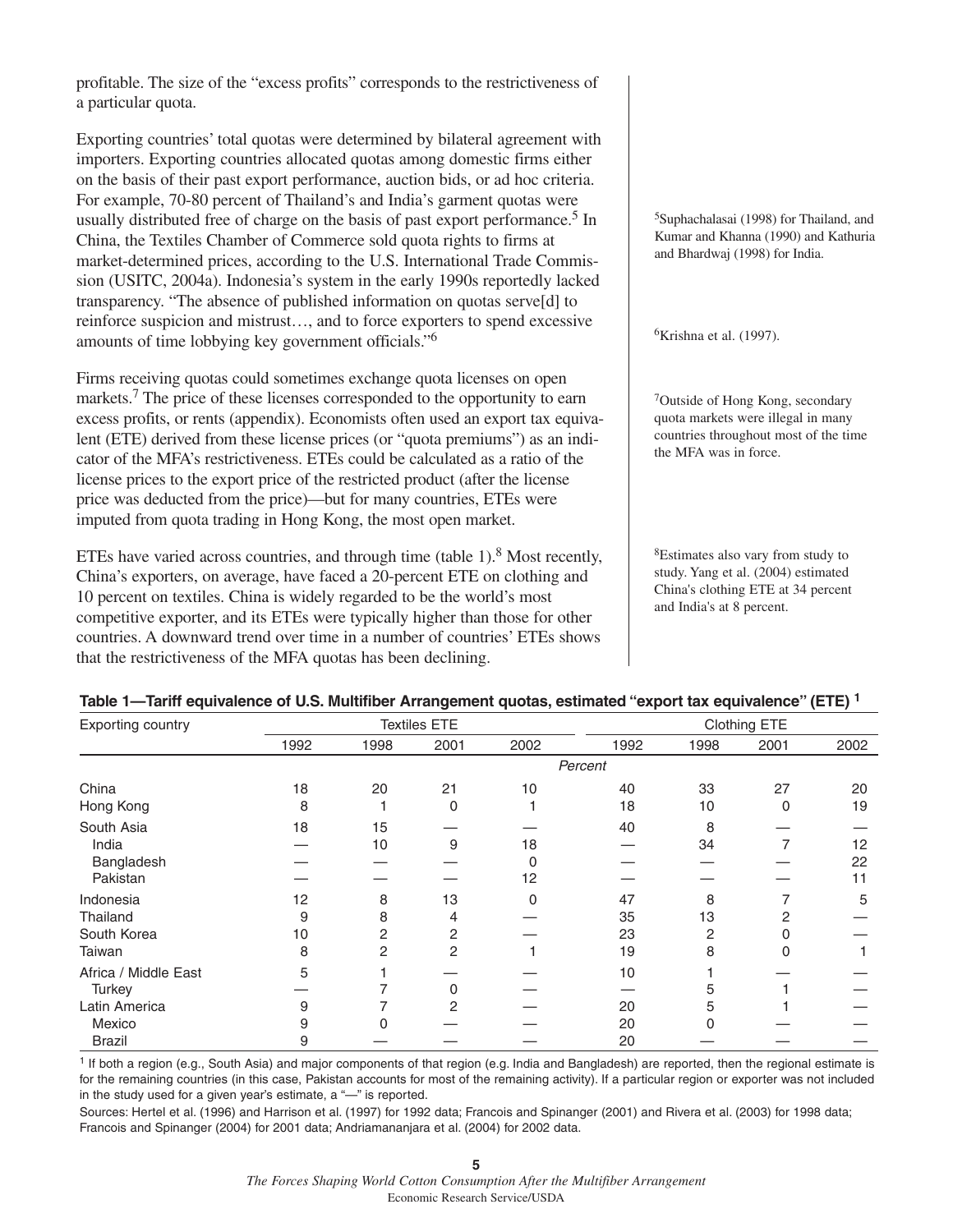profitable. The size of the "excess profits" corresponds to the restrictiveness of a particular quota.

Exporting countries' total quotas were determined by bilateral agreement with importers. Exporting countries allocated quotas among domestic firms either on the basis of their past export performance, auction bids, or ad hoc criteria. For example, 70-80 percent of Thailand's and India's garment quotas were usually distributed free of charge on the basis of past export performance.[5] In China, the Textiles Chamber of Commerce sold quota rights to firms at market-determined prices, according to the U.S. International Trade Commission (USITC, 2004a). Indonesia's system in the early 1990s reportedly lacked transparency. "The absence of published information on quotas serve[d] to reinforce suspicion and mistrust…, and to force exporters to spend excessive amounts of time lobbying key government officials."[6]

Firms receiving quotas could sometimes exchange quota licenses on open markets.[7] The price of these licenses corresponded to the opportunity to earn excess profits, or rents (appendix). Economists often used an export tax equivalent (ETE) derived from these license prices (or "quota premiums") as an indicator of the MFA's restrictiveness. ETEs could be calculated as a ratio of the license prices to the export price of the restricted product (after the license price was deducted from the price)—but for many countries, ETEs were imputed from quota trading in Hong Kong, the most open market.

ETEs have varied across countries, and through time (table 1).[8] Most recently, China's exporters, on average, have faced a 20-percent ETE on clothing and 10 percent on textiles. China is widely regarded to be the world's most competitive exporter, and its ETEs were typically higher than those for other countries. A downward trend over time in a number of countries' ETEs shows that the restrictiveness of the MFA quotas has been declining.

[5] Suphachalasai (1998) for Thailand, and Kumar and Khanna (1990) and Kathuria and Bhardwaj (1998) for India.

[6] Krishna et al. (1997).

[7] Outside of Hong Kong, secondary quota markets were illegal in many countries throughout most of the time the MFA was in force.

[8] Estimates also vary from study to study. Yang et al. (2004) estimated China's clothing ETE at 34 percent and India's at 8 percent.

**Table 1—Tariff equivalence of U.S. Multifiber Arrangement quotas, estimated "export tax equivalence" (ETE) [1]**

| Exporting country | Textiles ETE | | | | Clothing ETE | | | |
|---|---|---|---|---|---|---|---|---|
| | 1992 | 1998 | 2001 | 2002 | 1992 | 1998 | 2001 | 2002 |
| | *Percent* | | | | | | | |
| China | 18 | 20 | 21 | 10 | 40 | 33 | 27 | 20 |
| Hong Kong | 8 | 1 | 0 | 1 | 18 | 10 | 0 | 19 |
| South Asia | 18 | 15 | — | — | 40 | 8 | — | — |
| India | — | 10 | 9 | 18 | — | 34 | 7 | 12 |
| Bangladesh | — | — | — | 0 | — | — | — | 22 |
| Pakistan | — | — | — | 12 | — | — | — | 11 |
| Indonesia | 12 | 8 | 13 | 0 | 47 | 8 | 7 | 5 |
| Thailand | 9 | 8 | 4 | — | 35 | 13 | 2 | — |
| South Korea | 10 | 2 | 2 | — | 23 | 2 | 0 | — |
| Taiwan | 8 | 2 | 2 | 1 | 19 | 8 | 0 | 1 |
| Africa / Middle East | 5 | 1 | — | — | 10 | 1 | — | — |
| Turkey | — | 7 | 0 | — | — | 5 | 1 | — |
| Latin America | 9 | 7 | 2 | — | 20 | 5 | 1 | — |
| Mexico | 9 | 0 | — | — | 20 | 0 | — | — |
| Brazil | 9 | — | — | — | 20 | — | — | — |

[1] If both a region (e.g., South Asia) and major components of that region (e.g. India and Bangladesh) are reported, then the regional estimate is for the remaining countries (in this case, Pakistan accounts for most of the remaining activity). If a particular region or exporter was not included in the study used for a given year's estimate, a "—" is reported.

Sources: Hertel et al. (1996) and Harrison et al. (1997) for 1992 data; Francois and Spinanger (2001) and Rivera et al. (2003) for 1998 data; Francois and Spinanger (2004) for 2001 data; Andriamananjara et al. (2004) for 2002 data.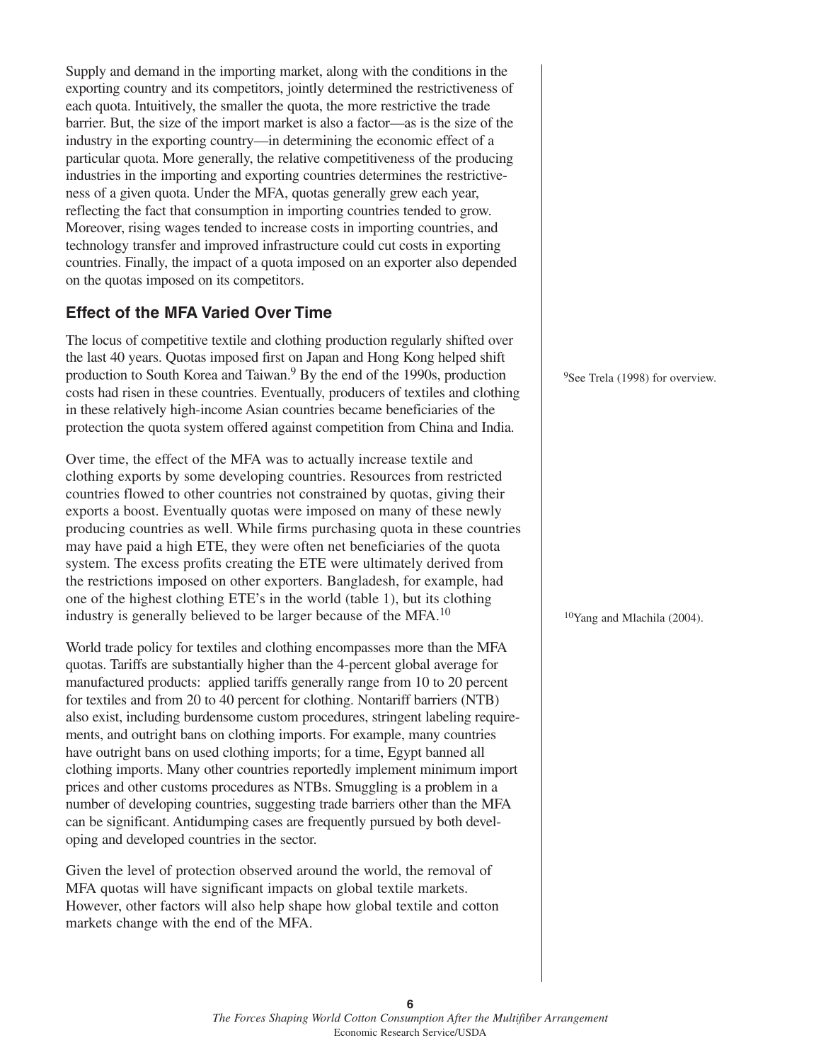Supply and demand in the importing market, along with the conditions in the exporting country and its competitors, jointly determined the restrictiveness of each quota. Intuitively, the smaller the quota, the more restrictive the trade barrier. But, the size of the import market is also a factor—as is the size of the industry in the exporting country—in determining the economic effect of a particular quota. More generally, the relative competitiveness of the producing industries in the importing and exporting countries determines the restrictiveness of a given quota. Under the MFA, quotas generally grew each year, reflecting the fact that consumption in importing countries tended to grow. Moreover, rising wages tended to increase costs in importing countries, and technology transfer and improved infrastructure could cut costs in exporting countries. Finally, the impact of a quota imposed on an exporter also depended on the quotas imposed on its competitors.

## Effect of the MFA Varied Over Time

The locus of competitive textile and clothing production regularly shifted over the last 40 years. Quotas imposed first on Japan and Hong Kong helped shift production to South Korea and Taiwan.[9] By the end of the 1990s, production costs had risen in these countries. Eventually, producers of textiles and clothing in these relatively high-income Asian countries became beneficiaries of the protection the quota system offered against competition from China and India.

[9] See Trela (1998) for overview.

Over time, the effect of the MFA was to actually increase textile and clothing exports by some developing countries. Resources from restricted countries flowed to other countries not constrained by quotas, giving their exports a boost. Eventually quotas were imposed on many of these newly producing countries as well. While firms purchasing quota in these countries may have paid a high ETE, they were often net beneficiaries of the quota system. The excess profits creating the ETE were ultimately derived from the restrictions imposed on other exporters. Bangladesh, for example, had one of the highest clothing ETE's in the world (table 1), but its clothing industry is generally believed to be larger because of the MFA.[10]

[10] Yang and Mlachila (2004).

World trade policy for textiles and clothing encompasses more than the MFA quotas. Tariffs are substantially higher than the 4-percent global average for manufactured products: applied tariffs generally range from 10 to 20 percent for textiles and from 20 to 40 percent for clothing. Nontariff barriers (NTB) also exist, including burdensome custom procedures, stringent labeling requirements, and outright bans on clothing imports. For example, many countries have outright bans on used clothing imports; for a time, Egypt banned all clothing imports. Many other countries reportedly implement minimum import prices and other customs procedures as NTBs. Smuggling is a problem in a number of developing countries, suggesting trade barriers other than the MFA can be significant. Antidumping cases are frequently pursued by both developing and developed countries in the sector.

Given the level of protection observed around the world, the removal of MFA quotas will have significant impacts on global textile markets. However, other factors will also help shape how global textile and cotton markets change with the end of the MFA.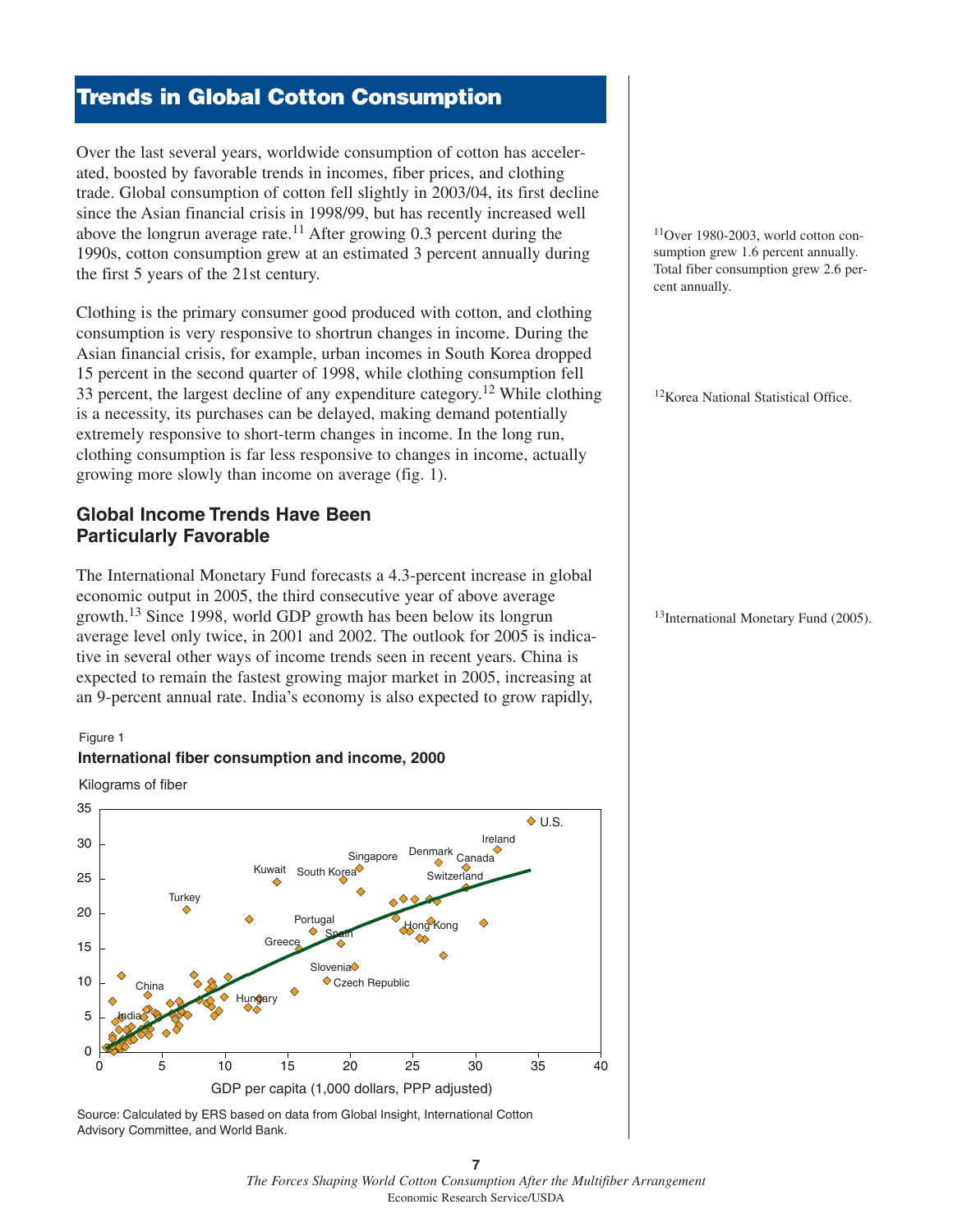# Trends in Global Cotton Consumption

Over the last several years, worldwide consumption of cotton has accelerated, boosted by favorable trends in incomes, fiber prices, and clothing trade. Global consumption of cotton fell slightly in 2003/04, its first decline since the Asian financial crisis in 1998/99, but has recently increased well above the longrun average rate.[11] After growing 0.3 percent during the 1990s, cotton consumption grew at an estimated 3 percent annually during the first 5 years of the 21st century.

[11] Over 1980-2003, world cotton consumption grew 1.6 percent annually. Total fiber consumption grew 2.6 percent annually.

Clothing is the primary consumer good produced with cotton, and clothing consumption is very responsive to shortrun changes in income. During the Asian financial crisis, for example, urban incomes in South Korea dropped 15 percent in the second quarter of 1998, while clothing consumption fell 33 percent, the largest decline of any expenditure category.[12] While clothing is a necessity, its purchases can be delayed, making demand potentially extremely responsive to short-term changes in income. In the long run, clothing consumption is far less responsive to changes in income, actually growing more slowly than income on average (fig. 1).

[12] Korea National Statistical Office.

## Global Income Trends Have Been Particularly Favorable

The International Monetary Fund forecasts a 4.3-percent increase in global economic output in 2005, the third consecutive year of above average growth.[13] Since 1998, world GDP growth has been below its longrun average level only twice, in 2001 and 2002. The outlook for 2005 is indicative in several other ways of income trends seen in recent years. China is expected to remain the fastest growing major market in 2005, increasing at an 9-percent annual rate. India's economy is also expected to grow rapidly,

[13] International Monetary Fund (2005).

Figure 1
**International fiber consumption and income, 2000**

Source: Calculated by ERS based on data from Global Insight, International Cotton Advisory Committee, and World Bank.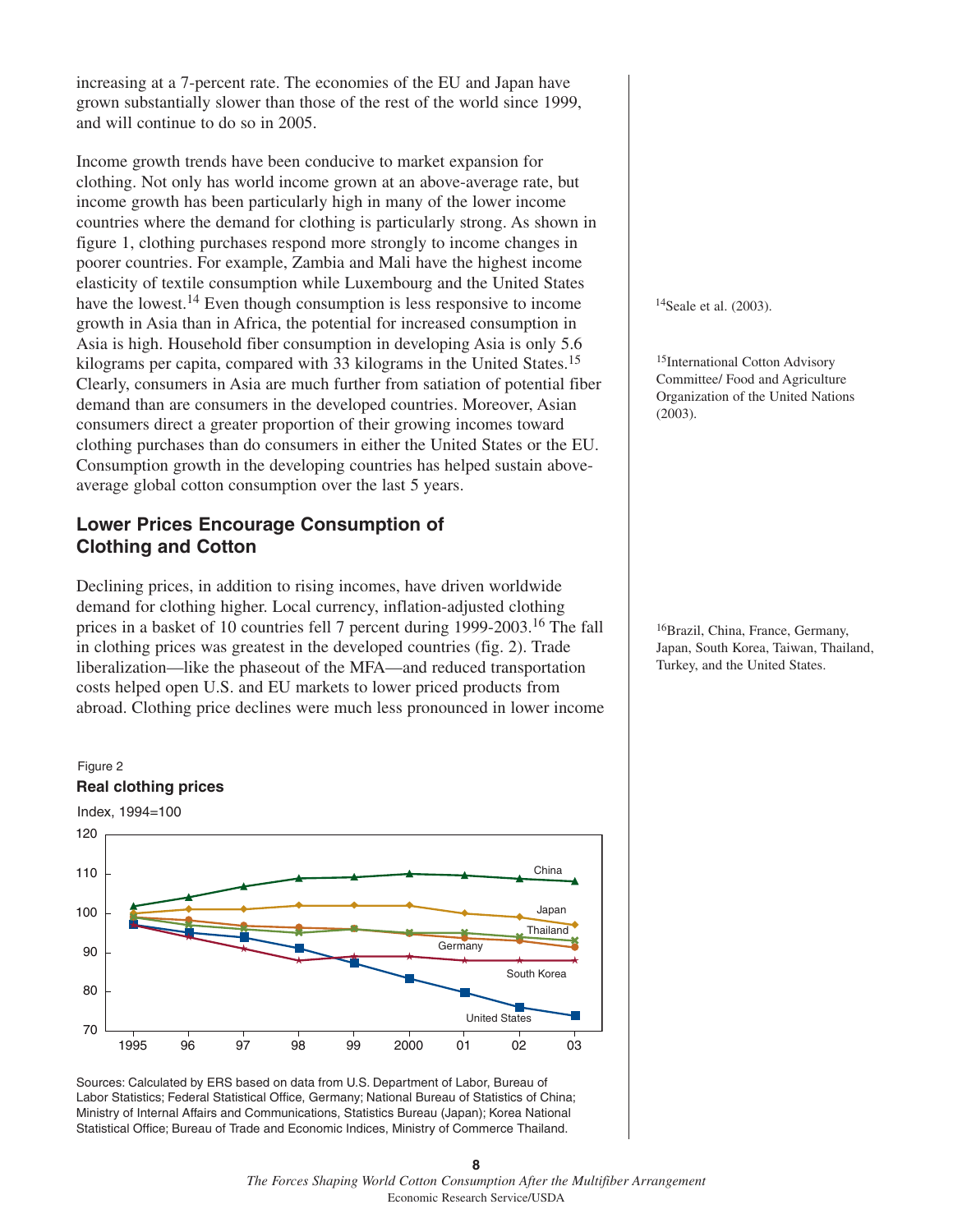increasing at a 7-percent rate. The economies of the EU and Japan have grown substantially slower than those of the rest of the world since 1999, and will continue to do so in 2005.

Income growth trends have been conducive to market expansion for clothing. Not only has world income grown at an above-average rate, but income growth has been particularly high in many of the lower income countries where the demand for clothing is particularly strong. As shown in figure 1, clothing purchases respond more strongly to income changes in poorer countries. For example, Zambia and Mali have the highest income elasticity of textile consumption while Luxembourg and the United States have the lowest.[14] Even though consumption is less responsive to income growth in Asia than in Africa, the potential for increased consumption in Asia is high. Household fiber consumption in developing Asia is only 5.6 kilograms per capita, compared with 33 kilograms in the United States.[15] Clearly, consumers in Asia are much further from satiation of potential fiber demand than are consumers in the developed countries. Moreover, Asian consumers direct a greater proportion of their growing incomes toward clothing purchases than do consumers in either the United States or the EU. Consumption growth in the developing countries has helped sustain above-average global cotton consumption over the last 5 years.

[14]Seale et al. (2003).

[15]International Cotton Advisory Committee/ Food and Agriculture Organization of the United Nations (2003).

## Lower Prices Encourage Consumption of Clothing and Cotton

Declining prices, in addition to rising incomes, have driven worldwide demand for clothing higher. Local currency, inflation-adjusted clothing prices in a basket of 10 countries fell 7 percent during 1999-2003.[16] The fall in clothing prices was greatest in the developed countries (fig. 2). Trade liberalization—like the phaseout of the MFA—and reduced transportation costs helped open U.S. and EU markets to lower priced products from abroad. Clothing price declines were much less pronounced in lower income

[16]Brazil, China, France, Germany, Japan, South Korea, Taiwan, Thailand, Turkey, and the United States.

Figure 2

**Real clothing prices**

Index, 1994=100

Sources: Calculated by ERS based on data from U.S. Department of Labor, Bureau of Labor Statistics; Federal Statistical Office, Germany; National Bureau of Statistics of China; Ministry of Internal Affairs and Communications, Statistics Bureau (Japan); Korea National Statistical Office; Bureau of Trade and Economic Indices, Ministry of Commerce Thailand.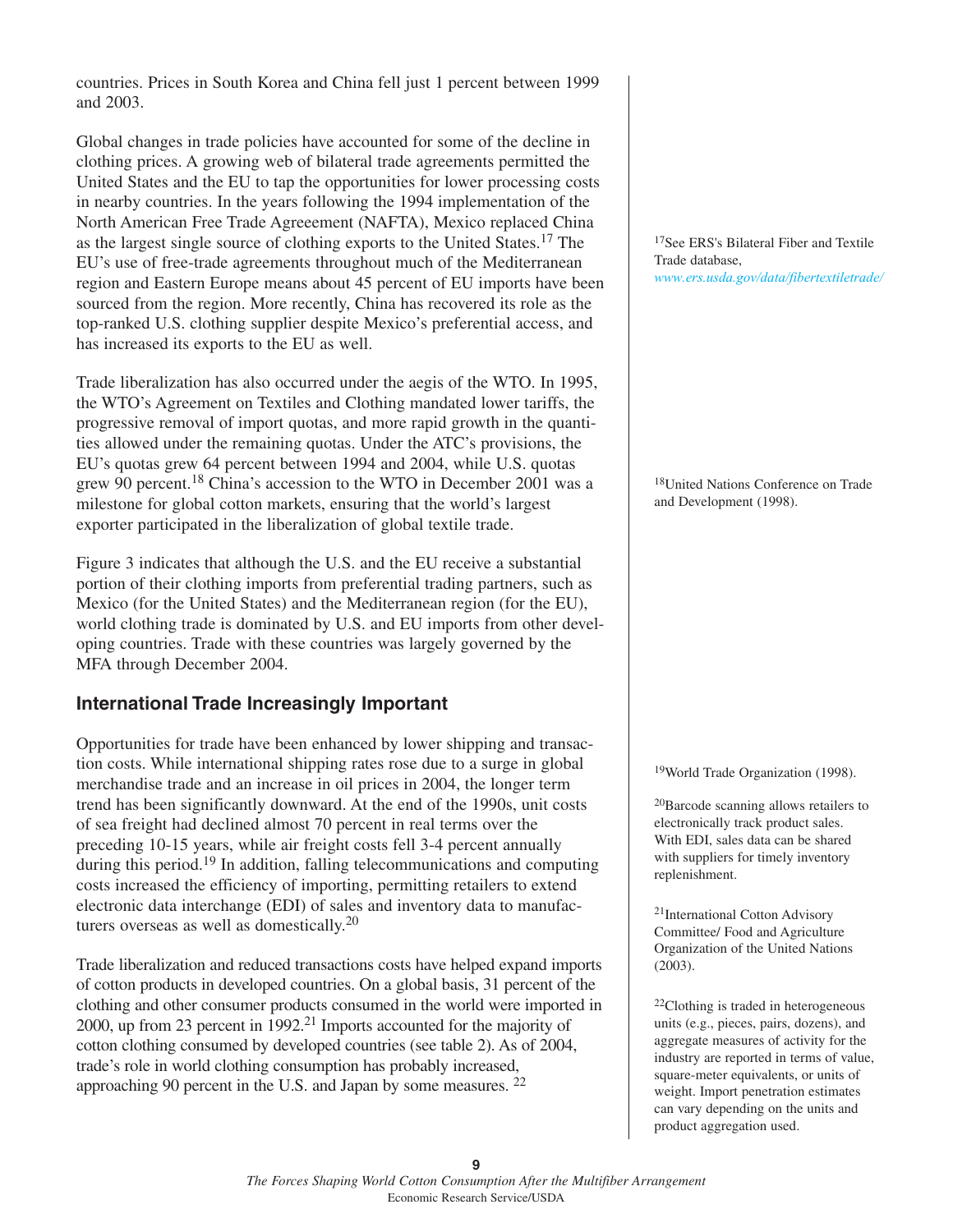countries. Prices in South Korea and China fell just 1 percent between 1999 and 2003.

Global changes in trade policies have accounted for some of the decline in clothing prices. A growing web of bilateral trade agreements permitted the United States and the EU to tap the opportunities for lower processing costs in nearby countries. In the years following the 1994 implementation of the North American Free Trade Agreeement (NAFTA), Mexico replaced China as the largest single source of clothing exports to the United States.[17] The EU's use of free-trade agreements throughout much of the Mediterranean region and Eastern Europe means about 45 percent of EU imports have been sourced from the region. More recently, China has recovered its role as the top-ranked U.S. clothing supplier despite Mexico's preferential access, and has increased its exports to the EU as well.

Trade liberalization has also occurred under the aegis of the WTO. In 1995, the WTO's Agreement on Textiles and Clothing mandated lower tariffs, the progressive removal of import quotas, and more rapid growth in the quantities allowed under the remaining quotas. Under the ATC's provisions, the EU's quotas grew 64 percent between 1994 and 2004, while U.S. quotas grew 90 percent.[18] China's accession to the WTO in December 2001 was a milestone for global cotton markets, ensuring that the world's largest exporter participated in the liberalization of global textile trade.

Figure 3 indicates that although the U.S. and the EU receive a substantial portion of their clothing imports from preferential trading partners, such as Mexico (for the United States) and the Mediterranean region (for the EU), world clothing trade is dominated by U.S. and EU imports from other developing countries. Trade with these countries was largely governed by the MFA through December 2004.

## International Trade Increasingly Important

Opportunities for trade have been enhanced by lower shipping and transaction costs. While international shipping rates rose due to a surge in global merchandise trade and an increase in oil prices in 2004, the longer term trend has been significantly downward. At the end of the 1990s, unit costs of sea freight had declined almost 70 percent in real terms over the preceding 10-15 years, while air freight costs fell 3-4 percent annually during this period.[19] In addition, falling telecommunications and computing costs increased the efficiency of importing, permitting retailers to extend electronic data interchange (EDI) of sales and inventory data to manufacturers overseas as well as domestically.[20]

Trade liberalization and reduced transactions costs have helped expand imports of cotton products in developed countries. On a global basis, 31 percent of the clothing and other consumer products consumed in the world were imported in 2000, up from 23 percent in 1992.[21] Imports accounted for the majority of cotton clothing consumed by developed countries (see table 2). As of 2004, trade's role in world clothing consumption has probably increased, approaching 90 percent in the U.S. and Japan by some measures.[22]

---

[17] See ERS's Bilateral Fiber and Textile Trade database, *www.ers.usda.gov/data/fibertextiletrade/*

[18] United Nations Conference on Trade and Development (1998).

[19] World Trade Organization (1998).

[20] Barcode scanning allows retailers to electronically track product sales. With EDI, sales data can be shared with suppliers for timely inventory replenishment.

[21] International Cotton Advisory Committee/ Food and Agriculture Organization of the United Nations (2003).

[22] Clothing is traded in heterogeneous units (e.g., pieces, pairs, dozens), and aggregate measures of activity for the industry are reported in terms of value, square-meter equivalents, or units of weight. Import penetration estimates can vary depending on the units and product aggregation used.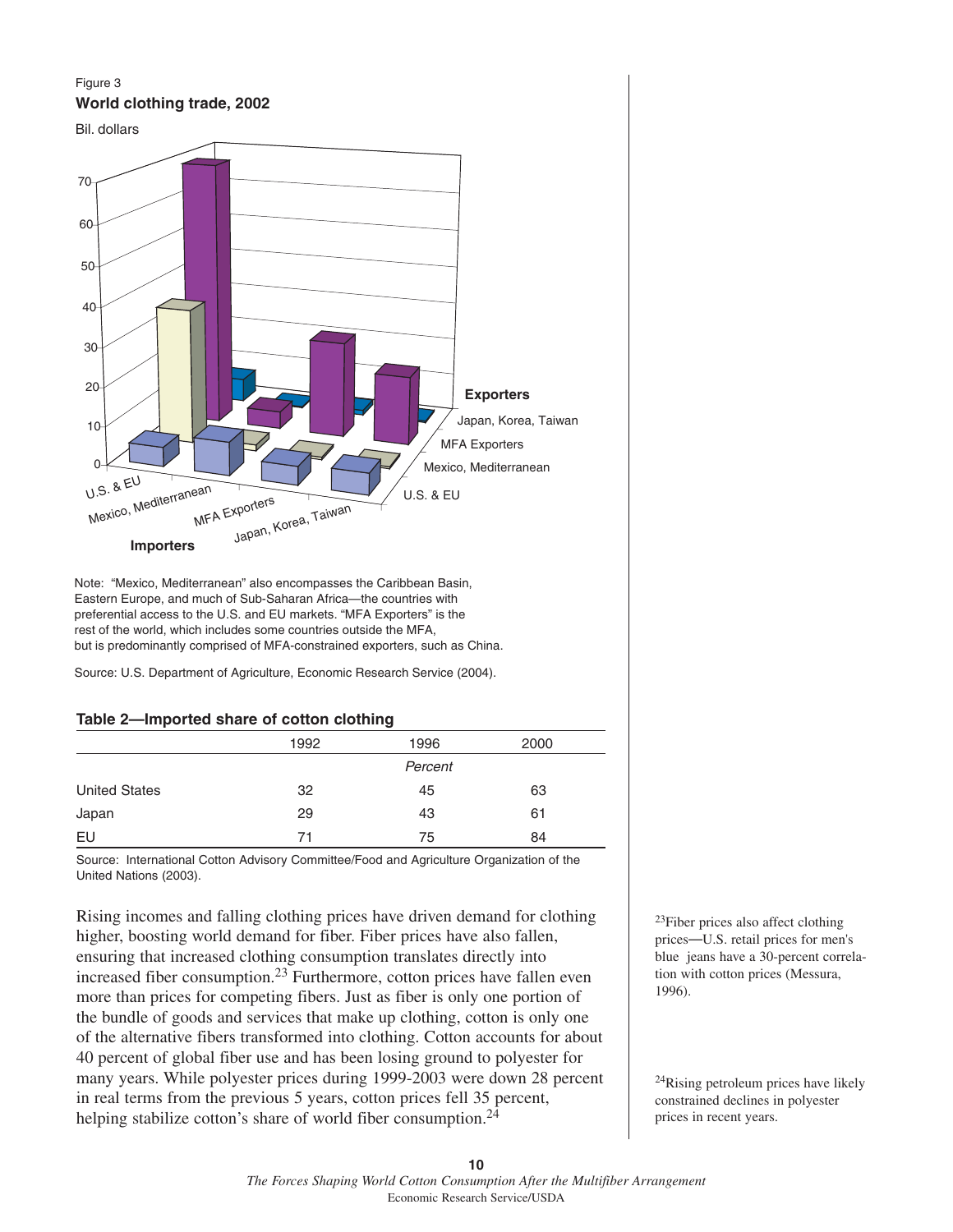Figure 3

**World clothing trade, 2002**

Bil. dollars

Note: "Mexico, Mediterranean" also encompasses the Caribbean Basin, Eastern Europe, and much of Sub-Saharan Africa—the countries with preferential access to the U.S. and EU markets. "MFA Exporters" is the rest of the world, which includes some countries outside the MFA, but is predominantly comprised of MFA-constrained exporters, such as China.

Source: U.S. Department of Agriculture, Economic Research Service (2004).

**Table 2—Imported share of cotton clothing**

| | 1992 | 1996 | 2000 |
|---|---|---|---|
| | | *Percent* | |
| United States | 32 | 45 | 63 |
| Japan | 29 | 43 | 61 |
| EU | 71 | 75 | 84 |

Source: International Cotton Advisory Committee/Food and Agriculture Organization of the United Nations (2003).

Rising incomes and falling clothing prices have driven demand for clothing higher, boosting world demand for fiber. Fiber prices have also fallen, ensuring that increased clothing consumption translates directly into increased fiber consumption.[23] Furthermore, cotton prices have fallen even more than prices for competing fibers. Just as fiber is only one portion of the bundle of goods and services that make up clothing, cotton is only one of the alternative fibers transformed into clothing. Cotton accounts for about 40 percent of global fiber use and has been losing ground to polyester for many years. While polyester prices during 1999-2003 were down 28 percent in real terms from the previous 5 years, cotton prices fell 35 percent, helping stabilize cotton's share of world fiber consumption.[24]

[23]Fiber prices also affect clothing prices—U.S. retail prices for men's blue jeans have a 30-percent correlation with cotton prices (Messura, 1996).

[24]Rising petroleum prices have likely constrained declines in polyester prices in recent years.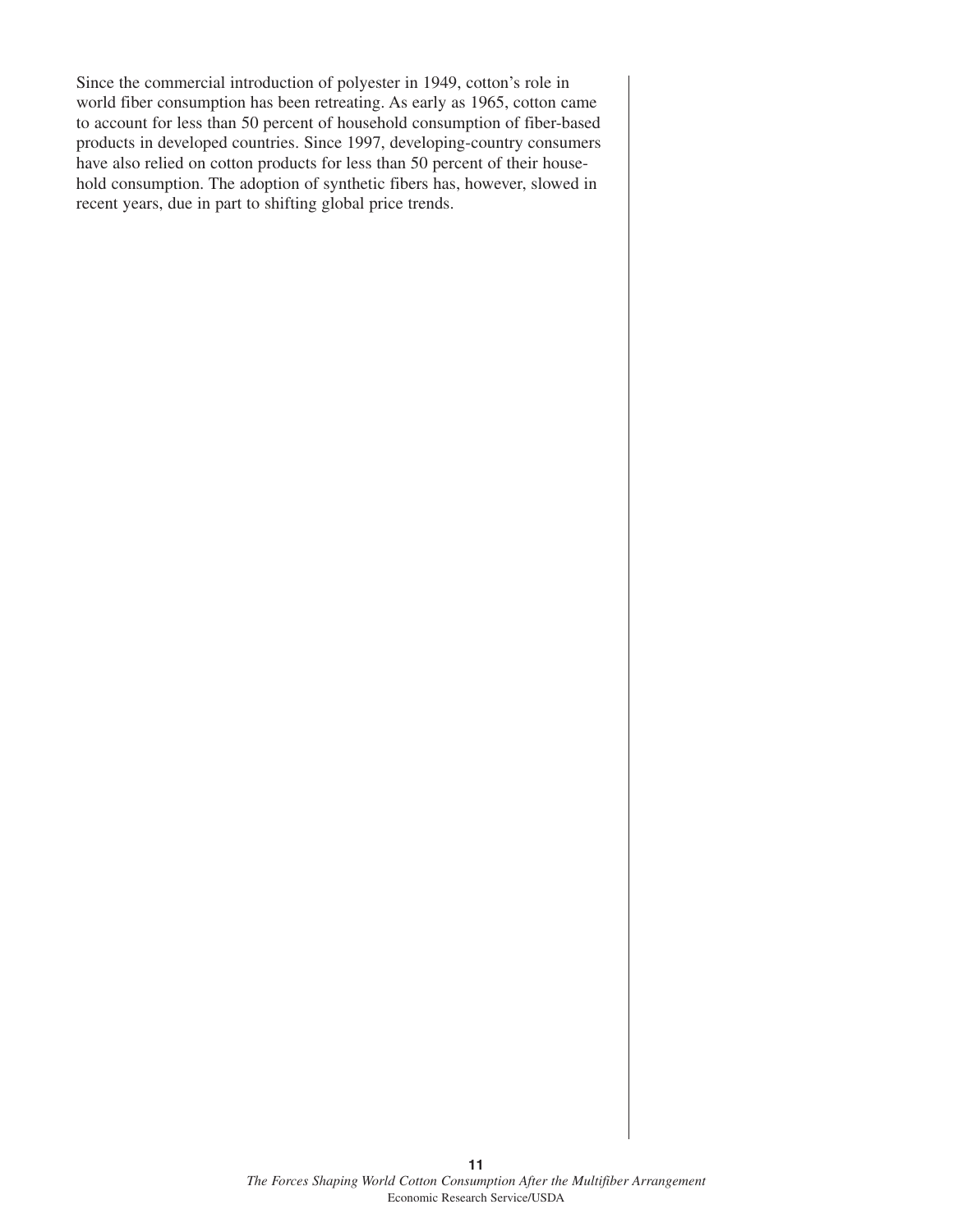Since the commercial introduction of polyester in 1949, cotton's role in world fiber consumption has been retreating. As early as 1965, cotton came to account for less than 50 percent of household consumption of fiber-based products in developed countries. Since 1997, developing-country consumers have also relied on cotton products for less than 50 percent of their household consumption. The adoption of synthetic fibers has, however, slowed in recent years, due in part to shifting global price trends.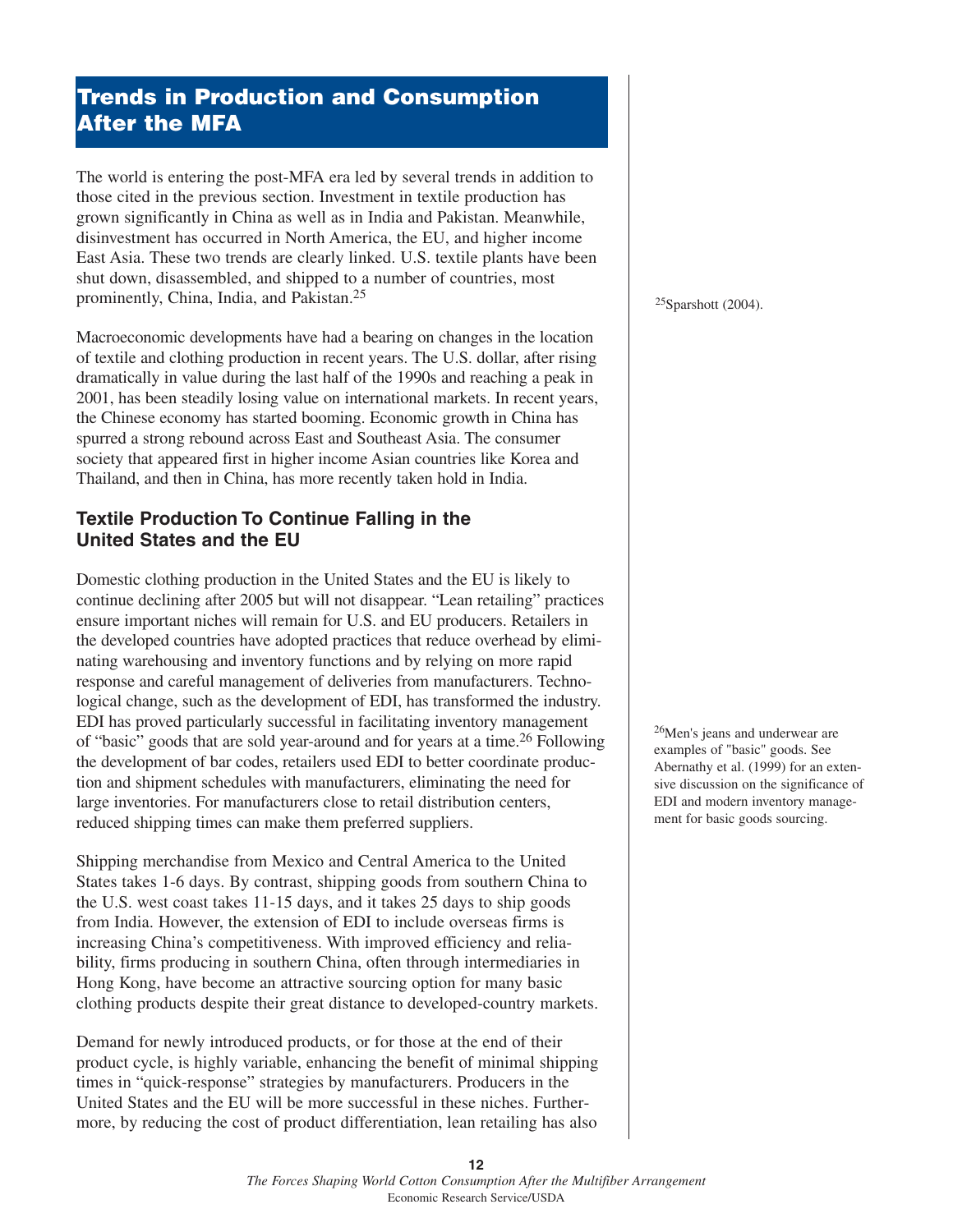## Trends in Production and Consumption After the MFA

The world is entering the post-MFA era led by several trends in addition to those cited in the previous section. Investment in textile production has grown significantly in China as well as in India and Pakistan. Meanwhile, disinvestment has occurred in North America, the EU, and higher income East Asia. These two trends are clearly linked. U.S. textile plants have been shut down, disassembled, and shipped to a number of countries, most prominently, China, India, and Pakistan.[25]

[25] Sparshott (2004).

Macroeconomic developments have had a bearing on changes in the location of textile and clothing production in recent years. The U.S. dollar, after rising dramatically in value during the last half of the 1990s and reaching a peak in 2001, has been steadily losing value on international markets. In recent years, the Chinese economy has started booming. Economic growth in China has spurred a strong rebound across East and Southeast Asia. The consumer society that appeared first in higher income Asian countries like Korea and Thailand, and then in China, has more recently taken hold in India.

### Textile Production To Continue Falling in the United States and the EU

Domestic clothing production in the United States and the EU is likely to continue declining after 2005 but will not disappear. "Lean retailing" practices ensure important niches will remain for U.S. and EU producers. Retailers in the developed countries have adopted practices that reduce overhead by eliminating warehousing and inventory functions and by relying on more rapid response and careful management of deliveries from manufacturers. Technological change, such as the development of EDI, has transformed the industry. EDI has proved particularly successful in facilitating inventory management of "basic" goods that are sold year-around and for years at a time.[26] Following the development of bar codes, retailers used EDI to better coordinate production and shipment schedules with manufacturers, eliminating the need for large inventories. For manufacturers close to retail distribution centers, reduced shipping times can make them preferred suppliers.

[26] Men's jeans and underwear are examples of "basic" goods. See Abernathy et al. (1999) for an extensive discussion on the significance of EDI and modern inventory management for basic goods sourcing.

Shipping merchandise from Mexico and Central America to the United States takes 1-6 days. By contrast, shipping goods from southern China to the U.S. west coast takes 11-15 days, and it takes 25 days to ship goods from India. However, the extension of EDI to include overseas firms is increasing China's competitiveness. With improved efficiency and reliability, firms producing in southern China, often through intermediaries in Hong Kong, have become an attractive sourcing option for many basic clothing products despite their great distance to developed-country markets.

Demand for newly introduced products, or for those at the end of their product cycle, is highly variable, enhancing the benefit of minimal shipping times in "quick-response" strategies by manufacturers. Producers in the United States and the EU will be more successful in these niches. Furthermore, by reducing the cost of product differentiation, lean retailing has also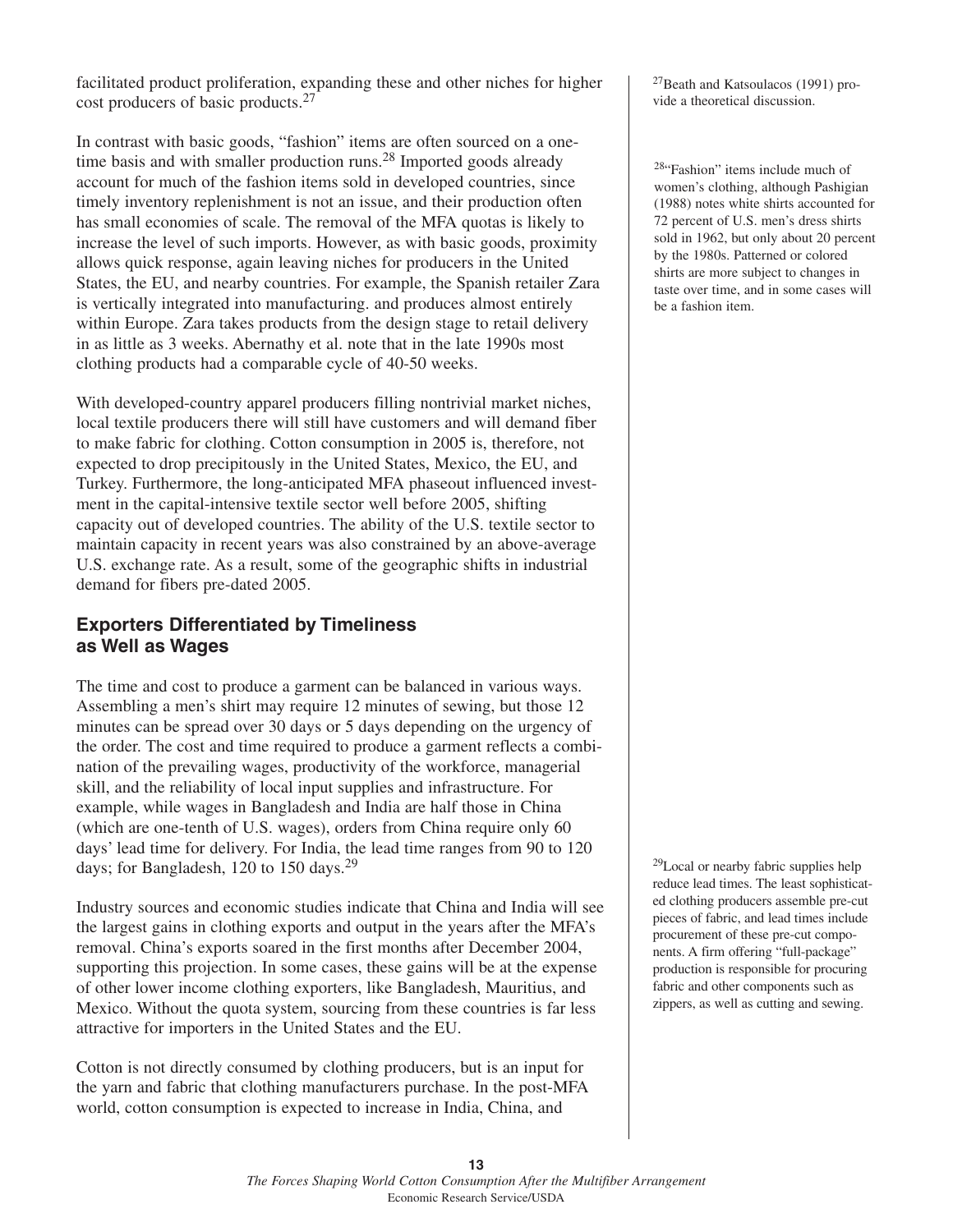facilitated product proliferation, expanding these and other niches for higher cost producers of basic products.[27]

In contrast with basic goods, "fashion" items are often sourced on a one-time basis and with smaller production runs.[28] Imported goods already account for much of the fashion items sold in developed countries, since timely inventory replenishment is not an issue, and their production often has small economies of scale. The removal of the MFA quotas is likely to increase the level of such imports. However, as with basic goods, proximity allows quick response, again leaving niches for producers in the United States, the EU, and nearby countries. For example, the Spanish retailer Zara is vertically integrated into manufacturing. and produces almost entirely within Europe. Zara takes products from the design stage to retail delivery in as little as 3 weeks. Abernathy et al. note that in the late 1990s most clothing products had a comparable cycle of 40-50 weeks.

With developed-country apparel producers filling nontrivial market niches, local textile producers there will still have customers and will demand fiber to make fabric for clothing. Cotton consumption in 2005 is, therefore, not expected to drop precipitously in the United States, Mexico, the EU, and Turkey. Furthermore, the long-anticipated MFA phaseout influenced investment in the capital-intensive textile sector well before 2005, shifting capacity out of developed countries. The ability of the U.S. textile sector to maintain capacity in recent years was also constrained by an above-average U.S. exchange rate. As a result, some of the geographic shifts in industrial demand for fibers pre-dated 2005.

## Exporters Differentiated by Timeliness as Well as Wages

The time and cost to produce a garment can be balanced in various ways. Assembling a men's shirt may require 12 minutes of sewing, but those 12 minutes can be spread over 30 days or 5 days depending on the urgency of the order. The cost and time required to produce a garment reflects a combination of the prevailing wages, productivity of the workforce, managerial skill, and the reliability of local input supplies and infrastructure. For example, while wages in Bangladesh and India are half those in China (which are one-tenth of U.S. wages), orders from China require only 60 days' lead time for delivery. For India, the lead time ranges from 90 to 120 days; for Bangladesh, 120 to 150 days.[29]

Industry sources and economic studies indicate that China and India will see the largest gains in clothing exports and output in the years after the MFA's removal. China's exports soared in the first months after December 2004, supporting this projection. In some cases, these gains will be at the expense of other lower income clothing exporters, like Bangladesh, Mauritius, and Mexico. Without the quota system, sourcing from these countries is far less attractive for importers in the United States and the EU.

Cotton is not directly consumed by clothing producers, but is an input for the yarn and fabric that clothing manufacturers purchase. In the post-MFA world, cotton consumption is expected to increase in India, China, and

[27] Beath and Katsoulacos (1991) provide a theoretical discussion.

[28] "Fashion" items include much of women's clothing, although Pashigian (1988) notes white shirts accounted for 72 percent of U.S. men's dress shirts sold in 1962, but only about 20 percent by the 1980s. Patterned or colored shirts are more subject to changes in taste over time, and in some cases will be a fashion item.

[29] Local or nearby fabric supplies help reduce lead times. The least sophisticated clothing producers assemble pre-cut pieces of fabric, and lead times include procurement of these pre-cut components. A firm offering "full-package" production is responsible for procuring fabric and other components such as zippers, as well as cutting and sewing.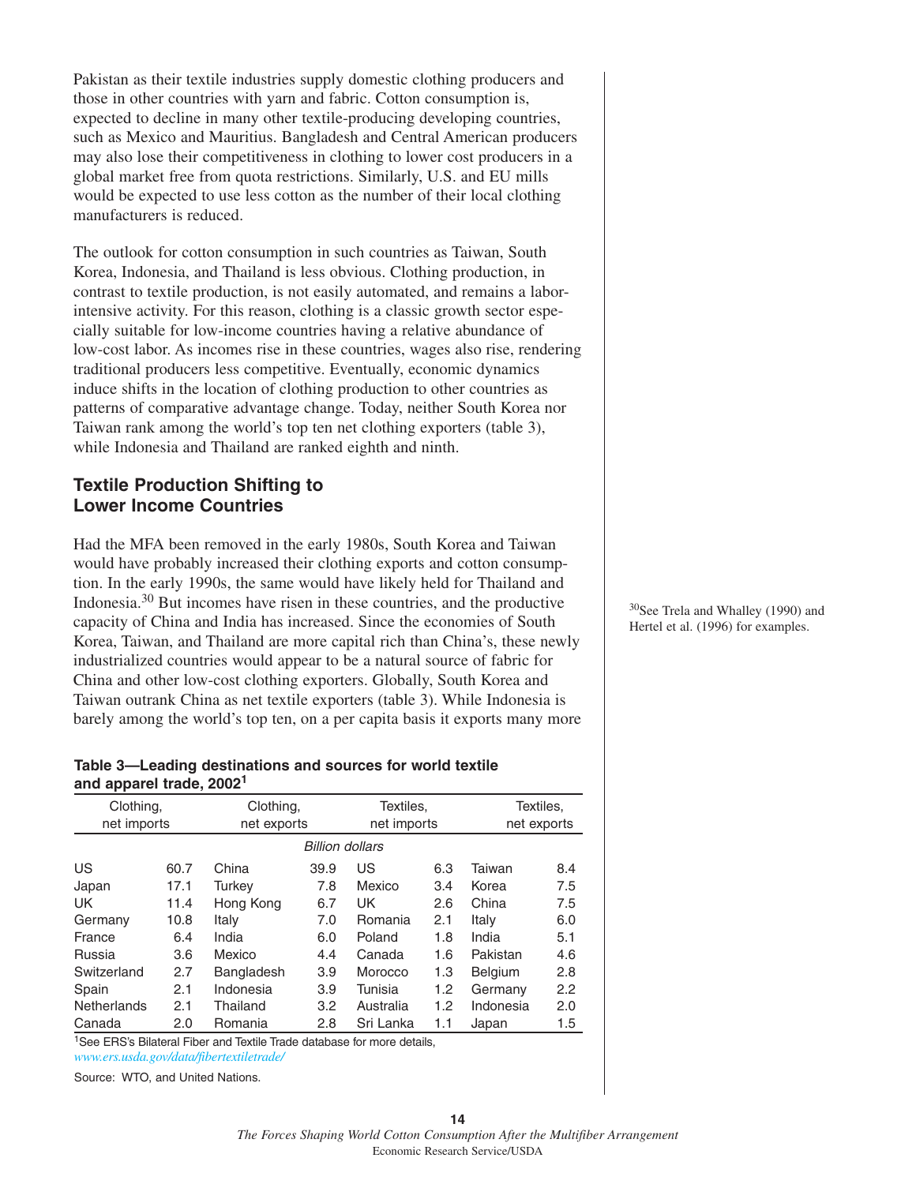Pakistan as their textile industries supply domestic clothing producers and those in other countries with yarn and fabric. Cotton consumption is, expected to decline in many other textile-producing developing countries, such as Mexico and Mauritius. Bangladesh and Central American producers may also lose their competitiveness in clothing to lower cost producers in a global market free from quota restrictions. Similarly, U.S. and EU mills would be expected to use less cotton as the number of their local clothing manufacturers is reduced.

The outlook for cotton consumption in such countries as Taiwan, South Korea, Indonesia, and Thailand is less obvious. Clothing production, in contrast to textile production, is not easily automated, and remains a labor-intensive activity. For this reason, clothing is a classic growth sector especially suitable for low-income countries having a relative abundance of low-cost labor. As incomes rise in these countries, wages also rise, rendering traditional producers less competitive. Eventually, economic dynamics induce shifts in the location of clothing production to other countries as patterns of comparative advantage change. Today, neither South Korea nor Taiwan rank among the world's top ten net clothing exporters (table 3), while Indonesia and Thailand are ranked eighth and ninth.

## Textile Production Shifting to Lower Income Countries

Had the MFA been removed in the early 1980s, South Korea and Taiwan would have probably increased their clothing exports and cotton consumption. In the early 1990s, the same would have likely held for Thailand and Indonesia.[30] But incomes have risen in these countries, and the productive capacity of China and India has increased. Since the economies of South Korea, Taiwan, and Thailand are more capital rich than China's, these newly industrialized countries would appear to be a natural source of fabric for China and other low-cost clothing exporters. Globally, South Korea and Taiwan outrank China as net textile exporters (table 3). While Indonesia is barely among the world's top ten, on a per capita basis it exports many more

[30] See Trela and Whalley (1990) and Hertel et al. (1996) for examples.

**Table 3—Leading destinations and sources for world textile and apparel trade, 2002[1]**

| Clothing, net imports | | Clothing, net exports | | Textiles, net imports | | Textiles, net exports | |
|---|---|---|---|---|---|---|---|
| | | | *Billion dollars* | | | | |
| US | 60.7 | China | 39.9 | US | 6.3 | Taiwan | 8.4 |
| Japan | 17.1 | Turkey | 7.8 | Mexico | 3.4 | Korea | 7.5 |
| UK | 11.4 | Hong Kong | 6.7 | UK | 2.6 | China | 7.5 |
| Germany | 10.8 | Italy | 7.0 | Romania | 2.1 | Italy | 6.0 |
| France | 6.4 | India | 6.0 | Poland | 1.8 | India | 5.1 |
| Russia | 3.6 | Mexico | 4.4 | Canada | 1.6 | Pakistan | 4.6 |
| Switzerland | 2.7 | Bangladesh | 3.9 | Morocco | 1.3 | Belgium | 2.8 |
| Spain | 2.1 | Indonesia | 3.9 | Tunisia | 1.2 | Germany | 2.2 |
| Netherlands | 2.1 | Thailand | 3.2 | Australia | 1.2 | Indonesia | 2.0 |
| Canada | 2.0 | Romania | 2.8 | Sri Lanka | 1.1 | Japan | 1.5 |

[1] See ERS's Bilateral Fiber and Textile Trade database for more details, *www.ers.usda.gov/data/fibertextiletrade/*

Source: WTO, and United Nations.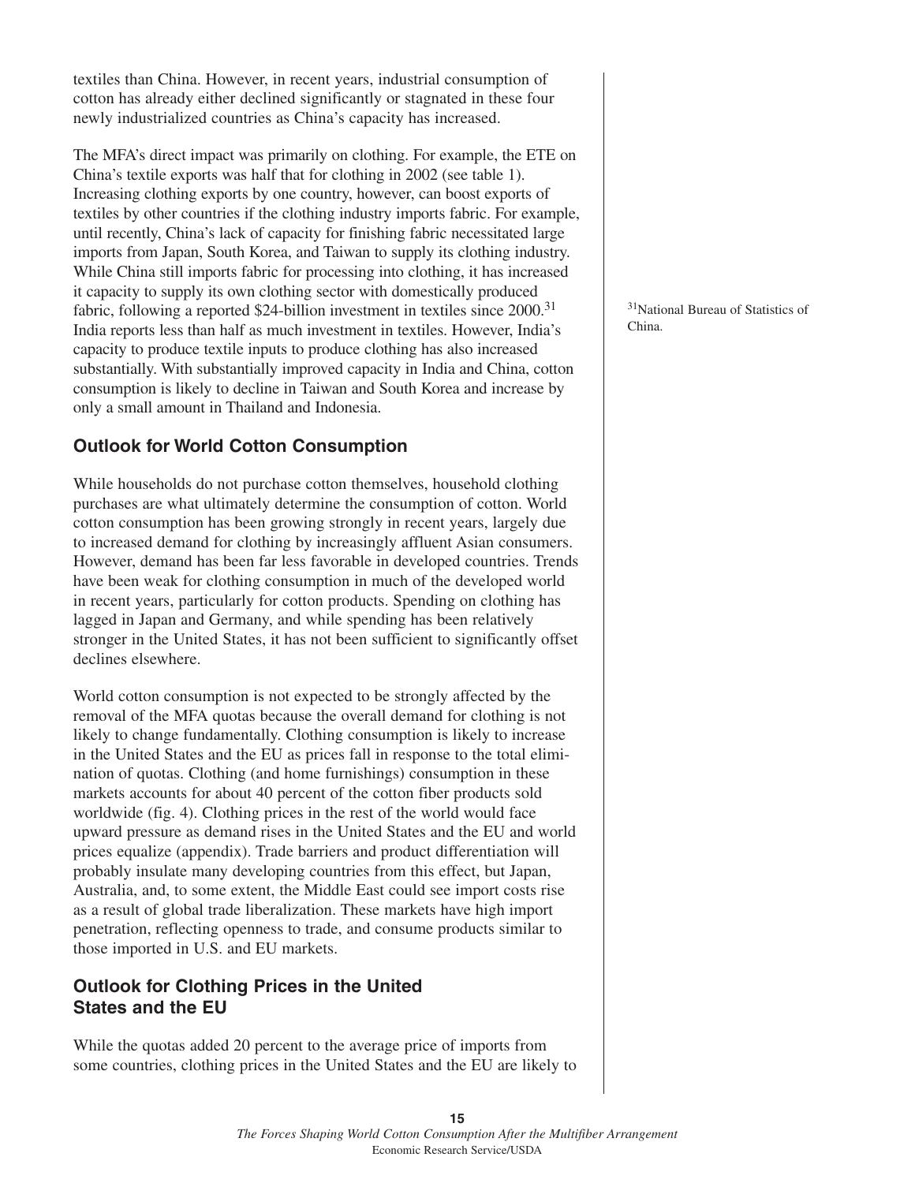textiles than China. However, in recent years, industrial consumption of cotton has already either declined significantly or stagnated in these four newly industrialized countries as China's capacity has increased.

The MFA's direct impact was primarily on clothing. For example, the ETE on China's textile exports was half that for clothing in 2002 (see table 1). Increasing clothing exports by one country, however, can boost exports of textiles by other countries if the clothing industry imports fabric. For example, until recently, China's lack of capacity for finishing fabric necessitated large imports from Japan, South Korea, and Taiwan to supply its clothing industry. While China still imports fabric for processing into clothing, it has increased it capacity to supply its own clothing sector with domestically produced fabric, following a reported $24-billion investment in textiles since 2000.[31] India reports less than half as much investment in textiles. However, India's capacity to produce textile inputs to produce clothing has also increased substantially. With substantially improved capacity in India and China, cotton consumption is likely to decline in Taiwan and South Korea and increase by only a small amount in Thailand and Indonesia.

[31] National Bureau of Statistics of China.

## Outlook for World Cotton Consumption

While households do not purchase cotton themselves, household clothing purchases are what ultimately determine the consumption of cotton. World cotton consumption has been growing strongly in recent years, largely due to increased demand for clothing by increasingly affluent Asian consumers. However, demand has been far less favorable in developed countries. Trends have been weak for clothing consumption in much of the developed world in recent years, particularly for cotton products. Spending on clothing has lagged in Japan and Germany, and while spending has been relatively stronger in the United States, it has not been sufficient to significantly offset declines elsewhere.

World cotton consumption is not expected to be strongly affected by the removal of the MFA quotas because the overall demand for clothing is not likely to change fundamentally. Clothing consumption is likely to increase in the United States and the EU as prices fall in response to the total elimination of quotas. Clothing (and home furnishings) consumption in these markets accounts for about 40 percent of the cotton fiber products sold worldwide (fig. 4). Clothing prices in the rest of the world would face upward pressure as demand rises in the United States and the EU and world prices equalize (appendix). Trade barriers and product differentiation will probably insulate many developing countries from this effect, but Japan, Australia, and, to some extent, the Middle East could see import costs rise as a result of global trade liberalization. These markets have high import penetration, reflecting openness to trade, and consume products similar to those imported in U.S. and EU markets.

## Outlook for Clothing Prices in the United States and the EU

While the quotas added 20 percent to the average price of imports from some countries, clothing prices in the United States and the EU are likely to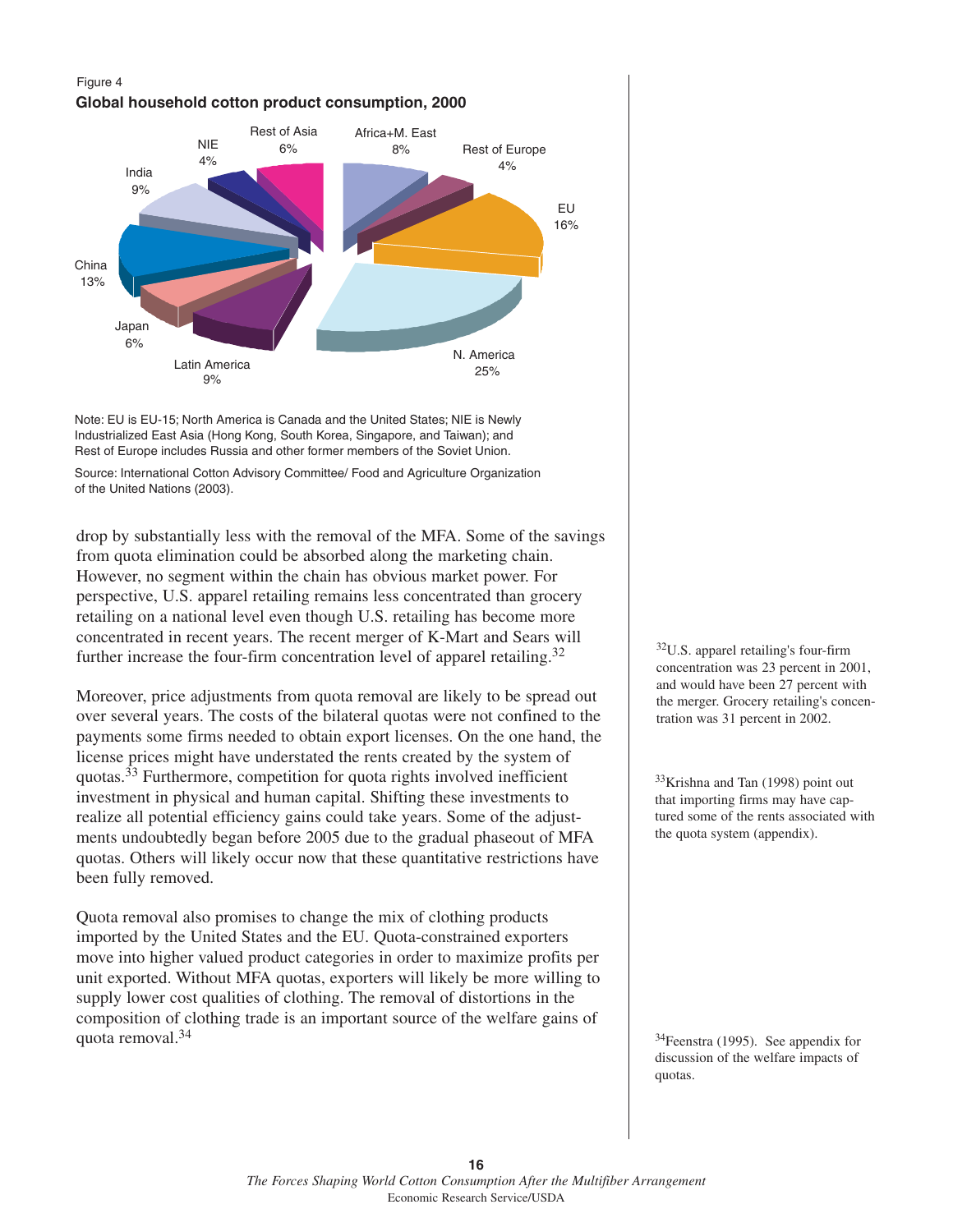Figure 4

**Global household cotton product consumption, 2000**

| Region | Share |
|---|---|
| N. America | 25% |
| EU | 16% |
| China | 13% |
| India | 9% |
| Latin America | 9% |
| Africa+M. East | 8% |
| Rest of Asia | 6% |
| Japan | 6% |
| NIE | 4% |
| Rest of Europe | 4% |

Note: EU is EU-15; North America is Canada and the United States; NIE is Newly Industrialized East Asia (Hong Kong, South Korea, Singapore, and Taiwan); and Rest of Europe includes Russia and other former members of the Soviet Union.

Source: International Cotton Advisory Committee/ Food and Agriculture Organization of the United Nations (2003).

drop by substantially less with the removal of the MFA. Some of the savings from quota elimination could be absorbed along the marketing chain. However, no segment within the chain has obvious market power. For perspective, U.S. apparel retailing remains less concentrated than grocery retailing on a national level even though U.S. retailing has become more concentrated in recent years. The recent merger of K-Mart and Sears will further increase the four-firm concentration level of apparel retailing.[32]

Moreover, price adjustments from quota removal are likely to be spread out over several years. The costs of the bilateral quotas were not confined to the payments some firms needed to obtain export licenses. On the one hand, the license prices might have understated the rents created by the system of quotas.[33] Furthermore, competition for quota rights involved inefficient investment in physical and human capital. Shifting these investments to realize all potential efficiency gains could take years. Some of the adjustments undoubtedly began before 2005 due to the gradual phaseout of MFA quotas. Others will likely occur now that these quantitative restrictions have been fully removed.

Quota removal also promises to change the mix of clothing products imported by the United States and the EU. Quota-constrained exporters move into higher valued product categories in order to maximize profits per unit exported. Without MFA quotas, exporters will likely be more willing to supply lower cost qualities of clothing. The removal of distortions in the composition of clothing trade is an important source of the welfare gains of quota removal.[34]

[32]U.S. apparel retailing's four-firm concentration was 23 percent in 2001, and would have been 27 percent with the merger. Grocery retailing's concentration was 31 percent in 2002.

[33]Krishna and Tan (1998) point out that importing firms may have captured some of the rents associated with the quota system (appendix).

[34]Feenstra (1995). See appendix for discussion of the welfare impacts of quotas.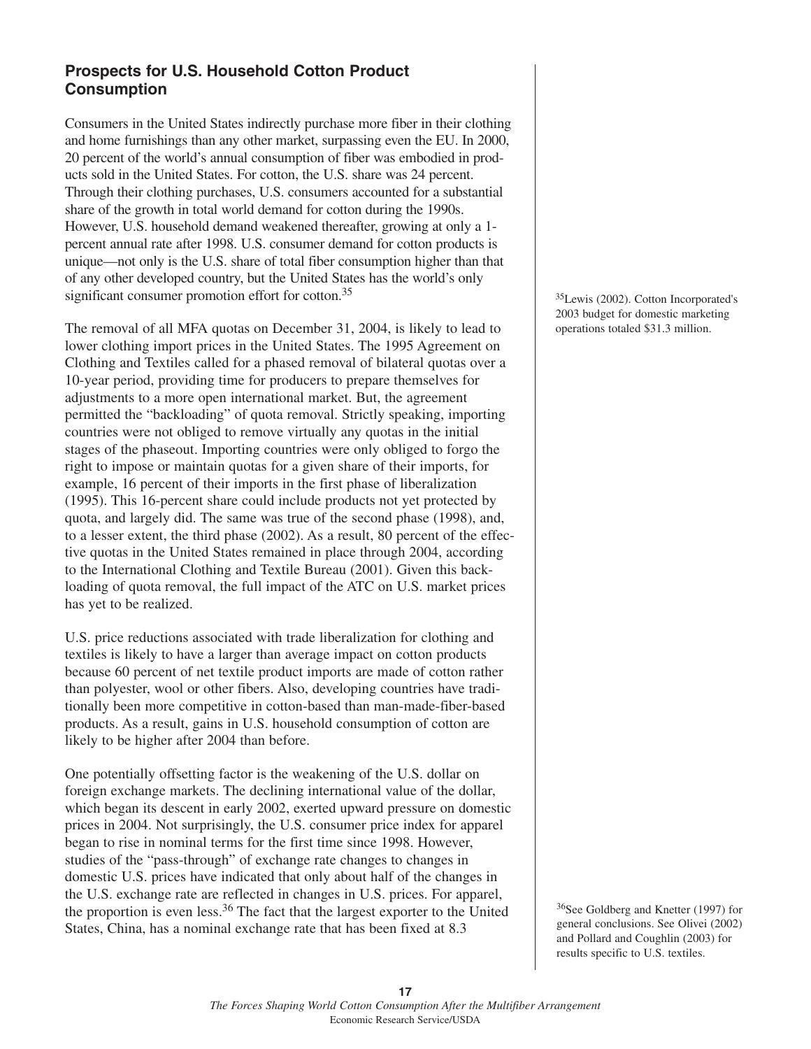## Prospects for U.S. Household Cotton Product Consumption

Consumers in the United States indirectly purchase more fiber in their clothing and home furnishings than any other market, surpassing even the EU. In 2000, 20 percent of the world's annual consumption of fiber was embodied in products sold in the United States. For cotton, the U.S. share was 24 percent. Through their clothing purchases, U.S. consumers accounted for a substantial share of the growth in total world demand for cotton during the 1990s. However, U.S. household demand weakened thereafter, growing at only a 1-percent annual rate after 1998. U.S. consumer demand for cotton products is unique—not only is the U.S. share of total fiber consumption higher than that of any other developed country, but the United States has the world's only significant consumer promotion effort for cotton.[35]

The removal of all MFA quotas on December 31, 2004, is likely to lead to lower clothing import prices in the United States. The 1995 Agreement on Clothing and Textiles called for a phased removal of bilateral quotas over a 10-year period, providing time for producers to prepare themselves for adjustments to a more open international market. But, the agreement permitted the "backloading" of quota removal. Strictly speaking, importing countries were not obliged to remove virtually any quotas in the initial stages of the phaseout. Importing countries were only obliged to forgo the right to impose or maintain quotas for a given share of their imports, for example, 16 percent of their imports in the first phase of liberalization (1995). This 16-percent share could include products not yet protected by quota, and largely did. The same was true of the second phase (1998), and, to a lesser extent, the third phase (2002). As a result, 80 percent of the effective quotas in the United States remained in place through 2004, according to the International Clothing and Textile Bureau (2001). Given this backloading of quota removal, the full impact of the ATC on U.S. market prices has yet to be realized.

U.S. price reductions associated with trade liberalization for clothing and textiles is likely to have a larger than average impact on cotton products because 60 percent of net textile product imports are made of cotton rather than polyester, wool or other fibers. Also, developing countries have traditionally been more competitive in cotton-based than man-made-fiber-based products. As a result, gains in U.S. household consumption of cotton are likely to be higher after 2004 than before.

One potentially offsetting factor is the weakening of the U.S. dollar on foreign exchange markets. The declining international value of the dollar, which began its descent in early 2002, exerted upward pressure on domestic prices in 2004. Not surprisingly, the U.S. consumer price index for apparel began to rise in nominal terms for the first time since 1998. However, studies of the "pass-through" of exchange rate changes to changes in domestic U.S. prices have indicated that only about half of the changes in the U.S. exchange rate are reflected in changes in U.S. prices. For apparel, the proportion is even less.[36] The fact that the largest exporter to the United States, China, has a nominal exchange rate that has been fixed at 8.3

[35] Lewis (2002). Cotton Incorporated's 2003 budget for domestic marketing operations totaled $31.3 million.

[36] See Goldberg and Knetter (1997) for general conclusions. See Olivei (2002) and Pollard and Coughlin (2003) for results specific to U.S. textiles.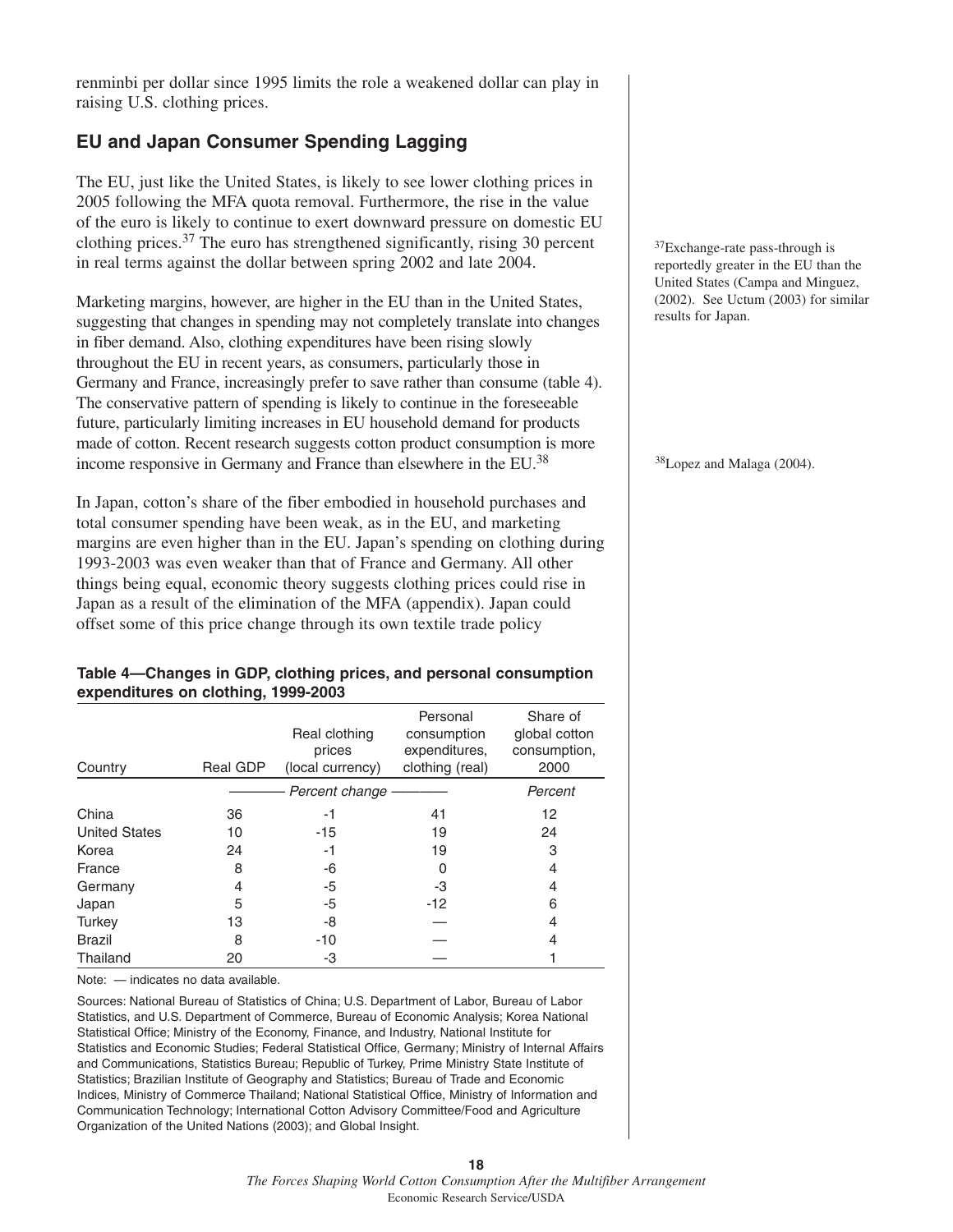renminbi per dollar since 1995 limits the role a weakened dollar can play in raising U.S. clothing prices.

## EU and Japan Consumer Spending Lagging

The EU, just like the United States, is likely to see lower clothing prices in 2005 following the MFA quota removal. Furthermore, the rise in the value of the euro is likely to continue to exert downward pressure on domestic EU clothing prices.[37] The euro has strengthened significantly, rising 30 percent in real terms against the dollar between spring 2002 and late 2004.

[37]Exchange-rate pass-through is reportedly greater in the EU than the United States (Campa and Minguez, (2002). See Uctum (2003) for similar results for Japan.

Marketing margins, however, are higher in the EU than in the United States, suggesting that changes in spending may not completely translate into changes in fiber demand. Also, clothing expenditures have been rising slowly throughout the EU in recent years, as consumers, particularly those in Germany and France, increasingly prefer to save rather than consume (table 4). The conservative pattern of spending is likely to continue in the foreseeable future, particularly limiting increases in EU household demand for products made of cotton. Recent research suggests cotton product consumption is more income responsive in Germany and France than elsewhere in the EU.[38]

[38]Lopez and Malaga (2004).

In Japan, cotton's share of the fiber embodied in household purchases and total consumer spending have been weak, as in the EU, and marketing margins are even higher than in the EU. Japan's spending on clothing during 1993-2003 was even weaker than that of France and Germany. All other things being equal, economic theory suggests clothing prices could rise in Japan as a result of the elimination of the MFA (appendix). Japan could offset some of this price change through its own textile trade policy

**Table 4—Changes in GDP, clothing prices, and personal consumption expenditures on clothing, 1999-2003**

| Country | Real GDP | Real clothing prices (local currency) | Personal consumption expenditures, clothing (real) | Share of global cotton consumption, 2000 |
|---|---|---|---|---|
| | *Percent change* | | | *Percent* |
| China | 36 | -1 | 41 | 12 |
| United States | 10 | -15 | 19 | 24 |
| Korea | 24 | -1 | 19 | 3 |
| France | 8 | -6 | 0 | 4 |
| Germany | 4 | -5 | -3 | 4 |
| Japan | 5 | -5 | -12 | 6 |
| Turkey | 13 | -8 | — | 4 |
| Brazil | 8 | -10 | — | 4 |
| Thailand | 20 | -3 | — | 1 |

Note: — indicates no data available.

Sources: National Bureau of Statistics of China; U.S. Department of Labor, Bureau of Labor Statistics, and U.S. Department of Commerce, Bureau of Economic Analysis; Korea National Statistical Office; Ministry of the Economy, Finance, and Industry, National Institute for Statistics and Economic Studies; Federal Statistical Office, Germany; Ministry of Internal Affairs and Communications, Statistics Bureau; Republic of Turkey, Prime Ministry State Institute of Statistics; Brazilian Institute of Geography and Statistics; Bureau of Trade and Economic Indices, Ministry of Commerce Thailand; National Statistical Office, Ministry of Information and Communication Technology; International Cotton Advisory Committee/Food and Agriculture Organization of the United Nations (2003); and Global Insight.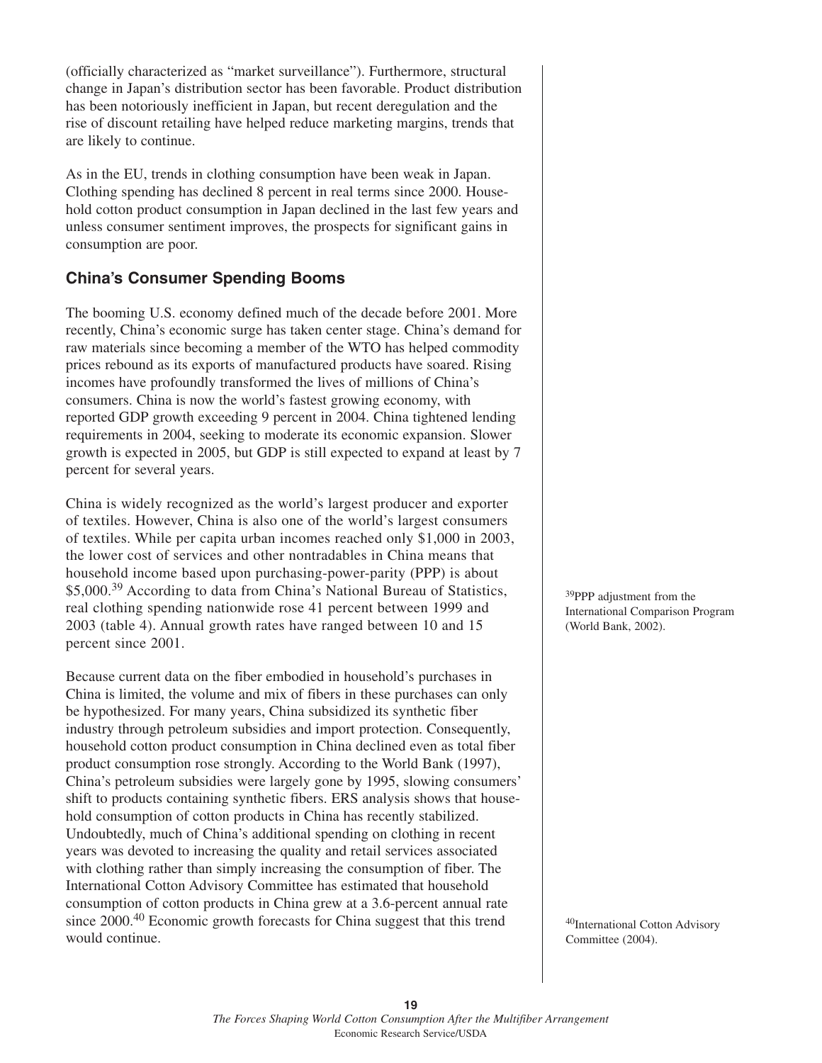(officially characterized as "market surveillance"). Furthermore, structural change in Japan's distribution sector has been favorable. Product distribution has been notoriously inefficient in Japan, but recent deregulation and the rise of discount retailing have helped reduce marketing margins, trends that are likely to continue.

As in the EU, trends in clothing consumption have been weak in Japan. Clothing spending has declined 8 percent in real terms since 2000. Household cotton product consumption in Japan declined in the last few years and unless consumer sentiment improves, the prospects for significant gains in consumption are poor.

## China's Consumer Spending Booms

The booming U.S. economy defined much of the decade before 2001. More recently, China's economic surge has taken center stage. China's demand for raw materials since becoming a member of the WTO has helped commodity prices rebound as its exports of manufactured products have soared. Rising incomes have profoundly transformed the lives of millions of China's consumers. China is now the world's fastest growing economy, with reported GDP growth exceeding 9 percent in 2004. China tightened lending requirements in 2004, seeking to moderate its economic expansion. Slower growth is expected in 2005, but GDP is still expected to expand at least by 7 percent for several years.

China is widely recognized as the world's largest producer and exporter of textiles. However, China is also one of the world's largest consumers of textiles. While per capita urban incomes reached only $1,000 in 2003, the lower cost of services and other nontradables in China means that household income based upon purchasing-power-parity (PPP) is about $5,000.[39] According to data from China's National Bureau of Statistics, real clothing spending nationwide rose 41 percent between 1999 and 2003 (table 4). Annual growth rates have ranged between 10 and 15 percent since 2001.

Because current data on the fiber embodied in household's purchases in China is limited, the volume and mix of fibers in these purchases can only be hypothesized. For many years, China subsidized its synthetic fiber industry through petroleum subsidies and import protection. Consequently, household cotton product consumption in China declined even as total fiber product consumption rose strongly. According to the World Bank (1997), China's petroleum subsidies were largely gone by 1995, slowing consumers' shift to products containing synthetic fibers. ERS analysis shows that household consumption of cotton products in China has recently stabilized. Undoubtedly, much of China's additional spending on clothing in recent years was devoted to increasing the quality and retail services associated with clothing rather than simply increasing the consumption of fiber. The International Cotton Advisory Committee has estimated that household consumption of cotton products in China grew at a 3.6-percent annual rate since 2000.[40] Economic growth forecasts for China suggest that this trend would continue.

[39]PPP adjustment from the International Comparison Program (World Bank, 2002).

[40]International Cotton Advisory Committee (2004).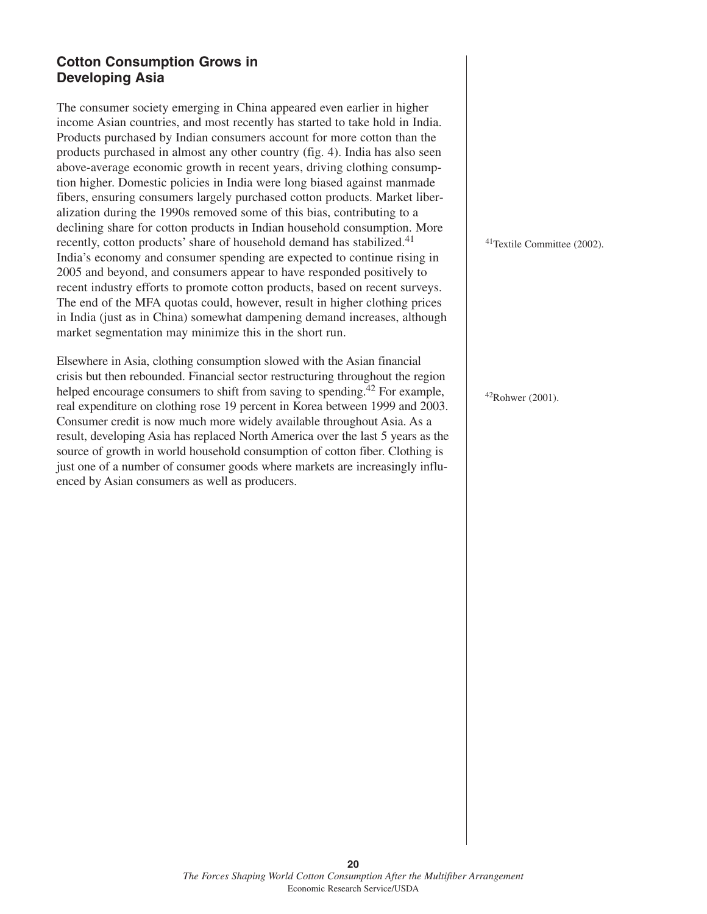## Cotton Consumption Grows in Developing Asia

The consumer society emerging in China appeared even earlier in higher income Asian countries, and most recently has started to take hold in India. Products purchased by Indian consumers account for more cotton than the products purchased in almost any other country (fig. 4). India has also seen above-average economic growth in recent years, driving clothing consumption higher. Domestic policies in India were long biased against manmade fibers, ensuring consumers largely purchased cotton products. Market liberalization during the 1990s removed some of this bias, contributing to a declining share for cotton products in Indian household consumption. More recently, cotton products' share of household demand has stabilized.[41] India's economy and consumer spending are expected to continue rising in 2005 and beyond, and consumers appear to have responded positively to recent industry efforts to promote cotton products, based on recent surveys. The end of the MFA quotas could, however, result in higher clothing prices in India (just as in China) somewhat dampening demand increases, although market segmentation may minimize this in the short run.

Elsewhere in Asia, clothing consumption slowed with the Asian financial crisis but then rebounded. Financial sector restructuring throughout the region helped encourage consumers to shift from saving to spending.[42] For example, real expenditure on clothing rose 19 percent in Korea between 1999 and 2003. Consumer credit is now much more widely available throughout Asia. As a result, developing Asia has replaced North America over the last 5 years as the source of growth in world household consumption of cotton fiber. Clothing is just one of a number of consumer goods where markets are increasingly influenced by Asian consumers as well as producers.

[41] Textile Committee (2002).

[42] Rohwer (2001).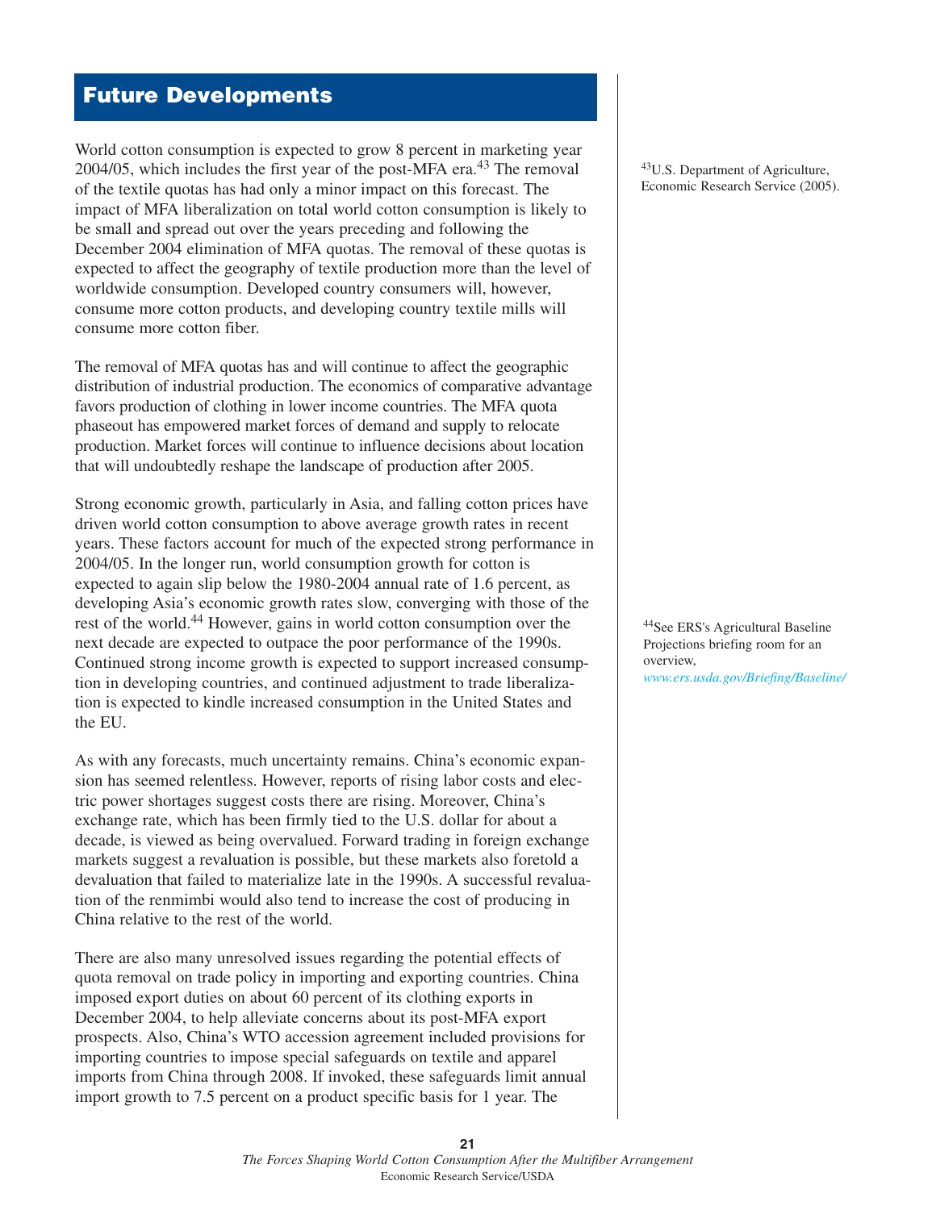# Future Developments

World cotton consumption is expected to grow 8 percent in marketing year 2004/05, which includes the first year of the post-MFA era.[43] The removal of the textile quotas has had only a minor impact on this forecast. The impact of MFA liberalization on total world cotton consumption is likely to be small and spread out over the years preceding and following the December 2004 elimination of MFA quotas. The removal of these quotas is expected to affect the geography of textile production more than the level of worldwide consumption. Developed country consumers will, however, consume more cotton products, and developing country textile mills will consume more cotton fiber.

[43] U.S. Department of Agriculture, Economic Research Service (2005).

The removal of MFA quotas has and will continue to affect the geographic distribution of industrial production. The economics of comparative advantage favors production of clothing in lower income countries. The MFA quota phaseout has empowered market forces of demand and supply to relocate production. Market forces will continue to influence decisions about location that will undoubtedly reshape the landscape of production after 2005.

Strong economic growth, particularly in Asia, and falling cotton prices have driven world cotton consumption to above average growth rates in recent years. These factors account for much of the expected strong performance in 2004/05. In the longer run, world consumption growth for cotton is expected to again slip below the 1980-2004 annual rate of 1.6 percent, as developing Asia's economic growth rates slow, converging with those of the rest of the world.[44] However, gains in world cotton consumption over the next decade are expected to outpace the poor performance of the 1990s. Continued strong income growth is expected to support increased consumption in developing countries, and continued adjustment to trade liberalization is expected to kindle increased consumption in the United States and the EU.

[44] See ERS's Agricultural Baseline Projections briefing room for an overview, *www.ers.usda.gov/Briefing/Baseline/*

As with any forecasts, much uncertainty remains. China's economic expansion has seemed relentless. However, reports of rising labor costs and electric power shortages suggest costs there are rising. Moreover, China's exchange rate, which has been firmly tied to the U.S. dollar for about a decade, is viewed as being overvalued. Forward trading in foreign exchange markets suggest a revaluation is possible, but these markets also foretold a devaluation that failed to materialize late in the 1990s. A successful revaluation of the renmimbi would also tend to increase the cost of producing in China relative to the rest of the world.

There are also many unresolved issues regarding the potential effects of quota removal on trade policy in importing and exporting countries. China imposed export duties on about 60 percent of its clothing exports in December 2004, to help alleviate concerns about its post-MFA export prospects. Also, China's WTO accession agreement included provisions for importing countries to impose special safeguards on textile and apparel imports from China through 2008. If invoked, these safeguards limit annual import growth to 7.5 percent on a product specific basis for 1 year. The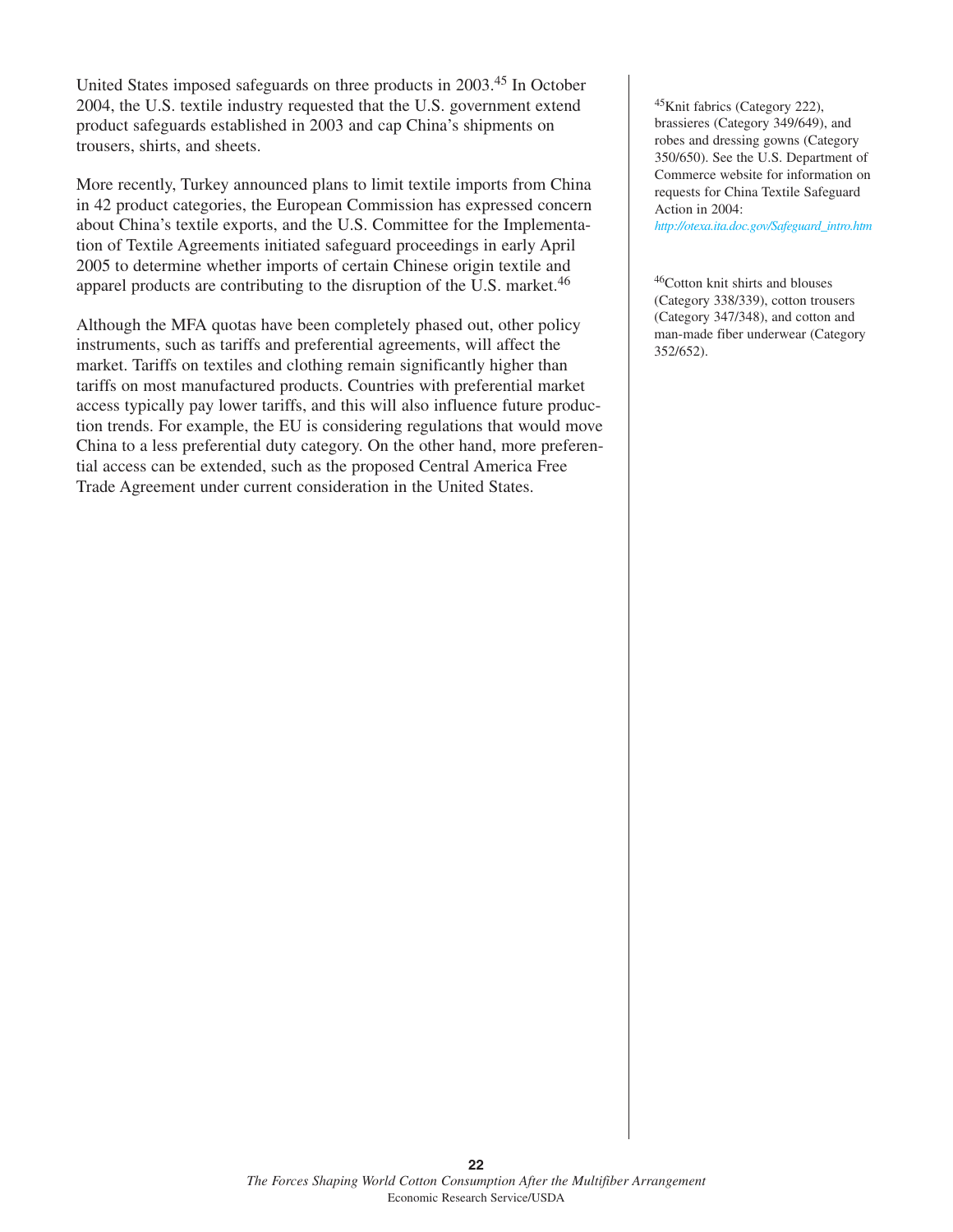United States imposed safeguards on three products in 2003.[45] In October 2004, the U.S. textile industry requested that the U.S. government extend product safeguards established in 2003 and cap China's shipments on trousers, shirts, and sheets.

More recently, Turkey announced plans to limit textile imports from China in 42 product categories, the European Commission has expressed concern about China's textile exports, and the U.S. Committee for the Implementation of Textile Agreements initiated safeguard proceedings in early April 2005 to determine whether imports of certain Chinese origin textile and apparel products are contributing to the disruption of the U.S. market.[46]

Although the MFA quotas have been completely phased out, other policy instruments, such as tariffs and preferential agreements, will affect the market. Tariffs on textiles and clothing remain significantly higher than tariffs on most manufactured products. Countries with preferential market access typically pay lower tariffs, and this will also influence future production trends. For example, the EU is considering regulations that would move China to a less preferential duty category. On the other hand, more preferential access can be extended, such as the proposed Central America Free Trade Agreement under current consideration in the United States.

[45] Knit fabrics (Category 222), brassieres (Category 349/649), and robes and dressing gowns (Category 350/650). See the U.S. Department of Commerce website for information on requests for China Textile Safeguard Action in 2004: http://otexa.ita.doc.gov/Safeguard_intro.htm

[46] Cotton knit shirts and blouses (Category 338/339), cotton trousers (Category 347/348), and cotton and man-made fiber underwear (Category 352/652).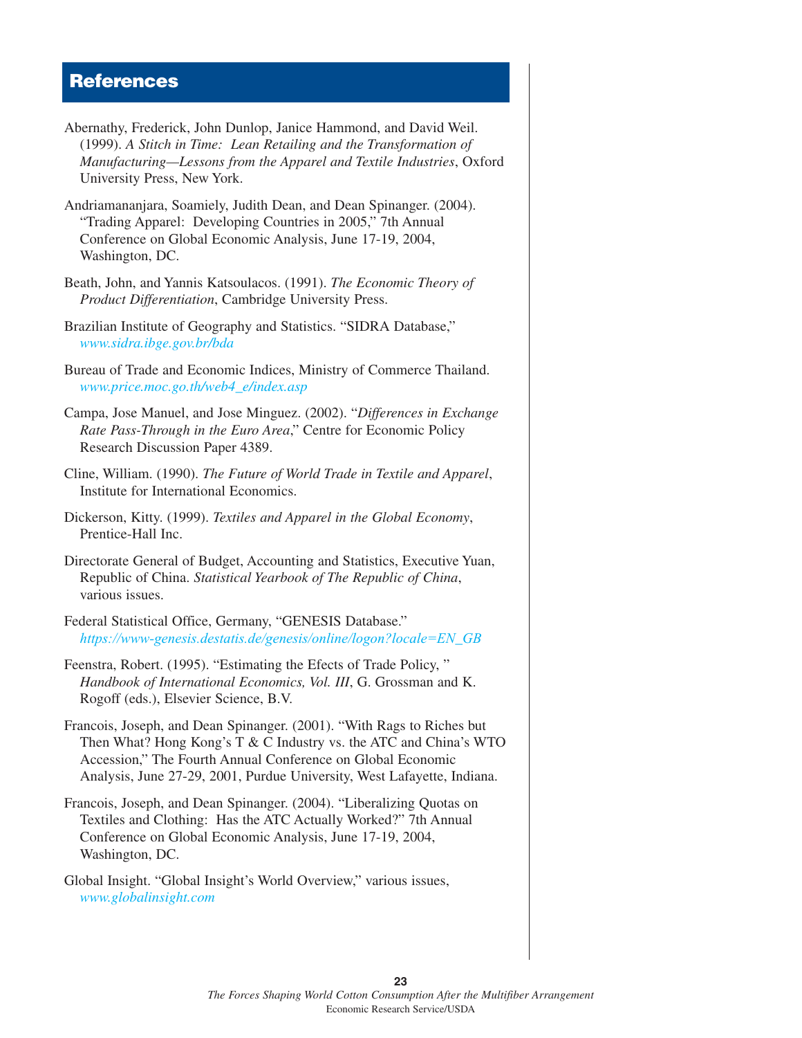## References

Abernathy, Frederick, John Dunlop, Janice Hammond, and David Weil. (1999). *A Stitch in Time: Lean Retailing and the Transformation of Manufacturing—Lessons from the Apparel and Textile Industries*, Oxford University Press, New York.

Andriamananjara, Soamiely, Judith Dean, and Dean Spinanger. (2004). "Trading Apparel: Developing Countries in 2005," 7th Annual Conference on Global Economic Analysis, June 17-19, 2004, Washington, DC.

Beath, John, and Yannis Katsoulacos. (1991). *The Economic Theory of Product Differentiation*, Cambridge University Press.

Brazilian Institute of Geography and Statistics. "SIDRA Database," *www.sidra.ibge.gov.br/bda*

Bureau of Trade and Economic Indices, Ministry of Commerce Thailand. *www.price.moc.go.th/web4_e/index.asp*

Campa, Jose Manuel, and Jose Minguez. (2002). "*Differences in Exchange Rate Pass-Through in the Euro Area*," Centre for Economic Policy Research Discussion Paper 4389.

Cline, William. (1990). *The Future of World Trade in Textile and Apparel*, Institute for International Economics.

Dickerson, Kitty. (1999). *Textiles and Apparel in the Global Economy*, Prentice-Hall Inc.

Directorate General of Budget, Accounting and Statistics, Executive Yuan, Republic of China. *Statistical Yearbook of The Republic of China*, various issues.

Federal Statistical Office, Germany, "GENESIS Database." *https://www-genesis.destatis.de/genesis/online/logon?locale=EN_GB*

Feenstra, Robert. (1995). "Estimating the Efects of Trade Policy, " *Handbook of International Economics, Vol. III*, G. Grossman and K. Rogoff (eds.), Elsevier Science, B.V.

Francois, Joseph, and Dean Spinanger. (2001). "With Rags to Riches but Then What? Hong Kong's T & C Industry vs. the ATC and China's WTO Accession," The Fourth Annual Conference on Global Economic Analysis, June 27-29, 2001, Purdue University, West Lafayette, Indiana.

Francois, Joseph, and Dean Spinanger. (2004). "Liberalizing Quotas on Textiles and Clothing: Has the ATC Actually Worked?" 7th Annual Conference on Global Economic Analysis, June 17-19, 2004, Washington, DC.

Global Insight. "Global Insight's World Overview," various issues, *www.globalinsight.com*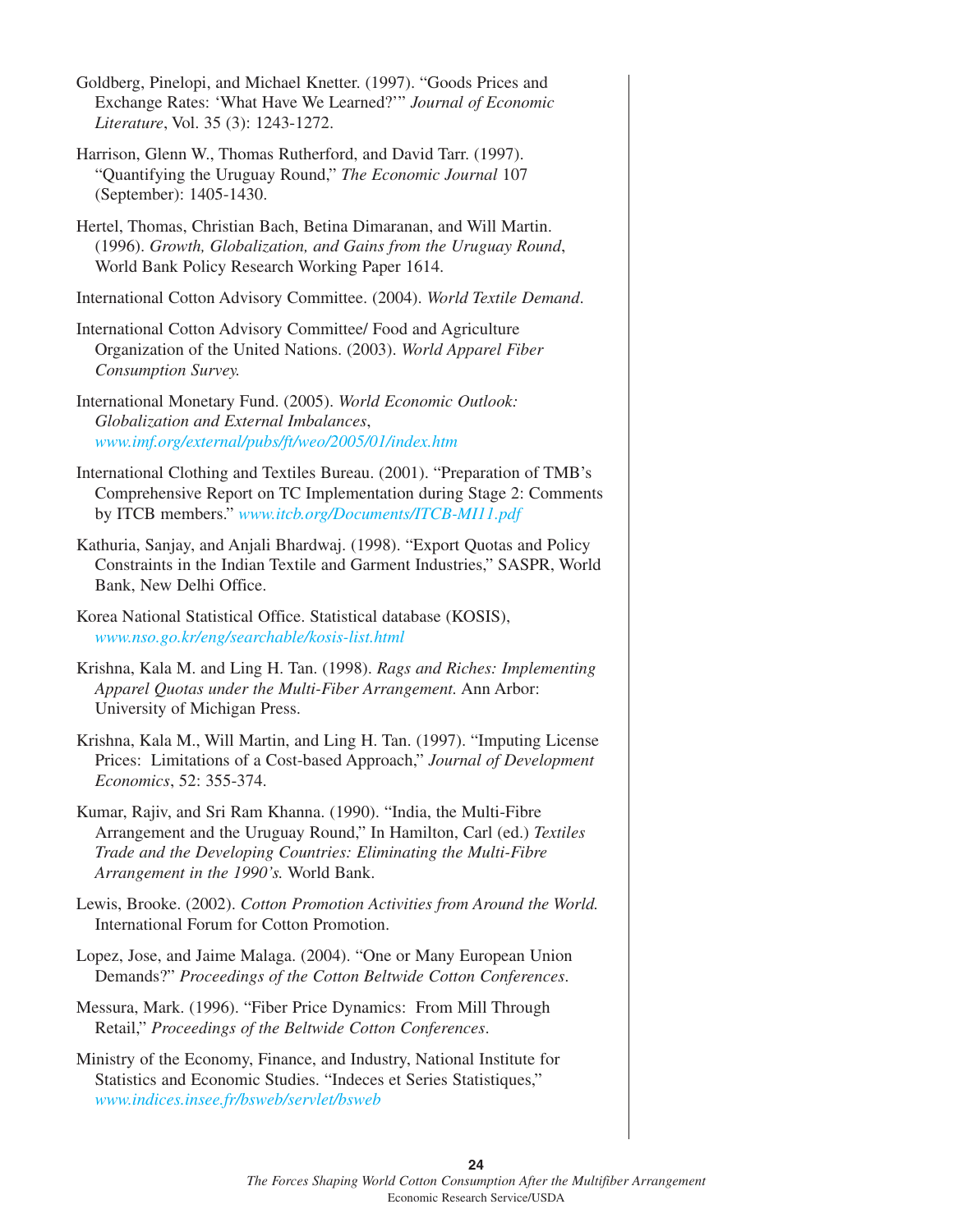Goldberg, Pinelopi, and Michael Knetter. (1997). "Goods Prices and Exchange Rates: 'What Have We Learned?'" *Journal of Economic Literature*, Vol. 35 (3): 1243-1272.

Harrison, Glenn W., Thomas Rutherford, and David Tarr. (1997). "Quantifying the Uruguay Round," *The Economic Journal* 107 (September): 1405-1430.

Hertel, Thomas, Christian Bach, Betina Dimaranan, and Will Martin. (1996). *Growth, Globalization, and Gains from the Uruguay Round*, World Bank Policy Research Working Paper 1614.

International Cotton Advisory Committee. (2004). *World Textile Demand*.

International Cotton Advisory Committee/ Food and Agriculture Organization of the United Nations. (2003). *World Apparel Fiber Consumption Survey.*

International Monetary Fund. (2005). *World Economic Outlook: Globalization and External Imbalances*, www.imf.org/external/pubs/ft/weo/2005/01/index.htm

International Clothing and Textiles Bureau. (2001). "Preparation of TMB's Comprehensive Report on TC Implementation during Stage 2: Comments by ITCB members." www.itcb.org/Documents/ITCB-MI11.pdf

Kathuria, Sanjay, and Anjali Bhardwaj. (1998). "Export Quotas and Policy Constraints in the Indian Textile and Garment Industries," SASPR, World Bank, New Delhi Office.

Korea National Statistical Office. Statistical database (KOSIS), www.nso.go.kr/eng/searchable/kosis-list.html

Krishna, Kala M. and Ling H. Tan. (1998). *Rags and Riches: Implementing Apparel Quotas under the Multi-Fiber Arrangement.* Ann Arbor: University of Michigan Press.

Krishna, Kala M., Will Martin, and Ling H. Tan. (1997). "Imputing License Prices: Limitations of a Cost-based Approach," *Journal of Development Economics*, 52: 355-374.

Kumar, Rajiv, and Sri Ram Khanna. (1990). "India, the Multi-Fibre Arrangement and the Uruguay Round," In Hamilton, Carl (ed.) *Textiles Trade and the Developing Countries: Eliminating the Multi-Fibre Arrangement in the 1990's.* World Bank.

Lewis, Brooke. (2002). *Cotton Promotion Activities from Around the World.* International Forum for Cotton Promotion.

Lopez, Jose, and Jaime Malaga. (2004). "One or Many European Union Demands?" *Proceedings of the Cotton Beltwide Cotton Conferences*.

Messura, Mark. (1996). "Fiber Price Dynamics: From Mill Through Retail," *Proceedings of the Beltwide Cotton Conferences*.

Ministry of the Economy, Finance, and Industry, National Institute for Statistics and Economic Studies. "Indeces et Series Statistiques," www.indices.insee.fr/bsweb/servlet/bsweb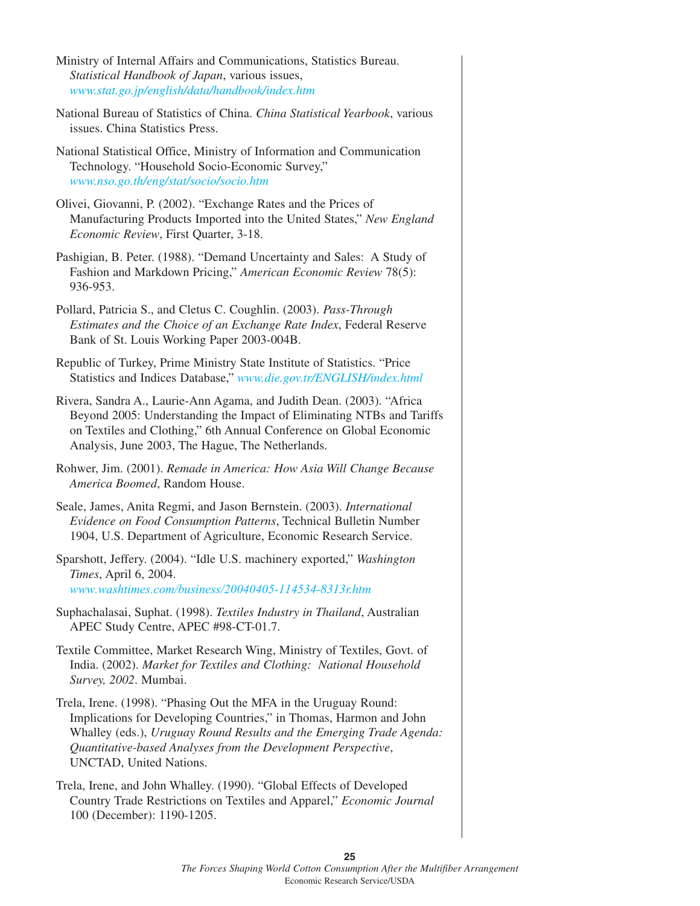Ministry of Internal Affairs and Communications, Statistics Bureau. *Statistical Handbook of Japan*, various issues, www.stat.go.jp/english/data/handbook/index.htm

National Bureau of Statistics of China. *China Statistical Yearbook*, various issues. China Statistics Press.

National Statistical Office, Ministry of Information and Communication Technology. "Household Socio-Economic Survey," www.nso.go.th/eng/stat/socio/socio.htm

Olivei, Giovanni, P. (2002). "Exchange Rates and the Prices of Manufacturing Products Imported into the United States," *New England Economic Review*, First Quarter, 3-18.

Pashigian, B. Peter. (1988). "Demand Uncertainty and Sales: A Study of Fashion and Markdown Pricing," *American Economic Review* 78(5): 936-953.

Pollard, Patricia S., and Cletus C. Coughlin. (2003). *Pass-Through Estimates and the Choice of an Exchange Rate Index*, Federal Reserve Bank of St. Louis Working Paper 2003-004B.

Republic of Turkey, Prime Ministry State Institute of Statistics. "Price Statistics and Indices Database," www.die.gov.tr/ENGLISH/index.html

Rivera, Sandra A., Laurie-Ann Agama, and Judith Dean. (2003). "Africa Beyond 2005: Understanding the Impact of Eliminating NTBs and Tariffs on Textiles and Clothing," 6th Annual Conference on Global Economic Analysis, June 2003, The Hague, The Netherlands.

Rohwer, Jim. (2001). *Remade in America: How Asia Will Change Because America Boomed*, Random House.

Seale, James, Anita Regmi, and Jason Bernstein. (2003). *International Evidence on Food Consumption Patterns*, Technical Bulletin Number 1904, U.S. Department of Agriculture, Economic Research Service.

Sparshott, Jeffery. (2004). "Idle U.S. machinery exported," *Washington Times*, April 6, 2004. www.washtimes.com/business/20040405-114534-8313r.htm

Suphachalasai, Suphat. (1998). *Textiles Industry in Thailand*, Australian APEC Study Centre, APEC #98-CT-01.7.

Textile Committee, Market Research Wing, Ministry of Textiles, Govt. of India. (2002). *Market for Textiles and Clothing: National Household Survey, 2002*. Mumbai.

Trela, Irene. (1998). "Phasing Out the MFA in the Uruguay Round: Implications for Developing Countries," in Thomas, Harmon and John Whalley (eds.), *Uruguay Round Results and the Emerging Trade Agenda: Quantitative-based Analyses from the Development Perspective*, UNCTAD, United Nations.

Trela, Irene, and John Whalley. (1990). "Global Effects of Developed Country Trade Restrictions on Textiles and Apparel," *Economic Journal* 100 (December): 1190-1205.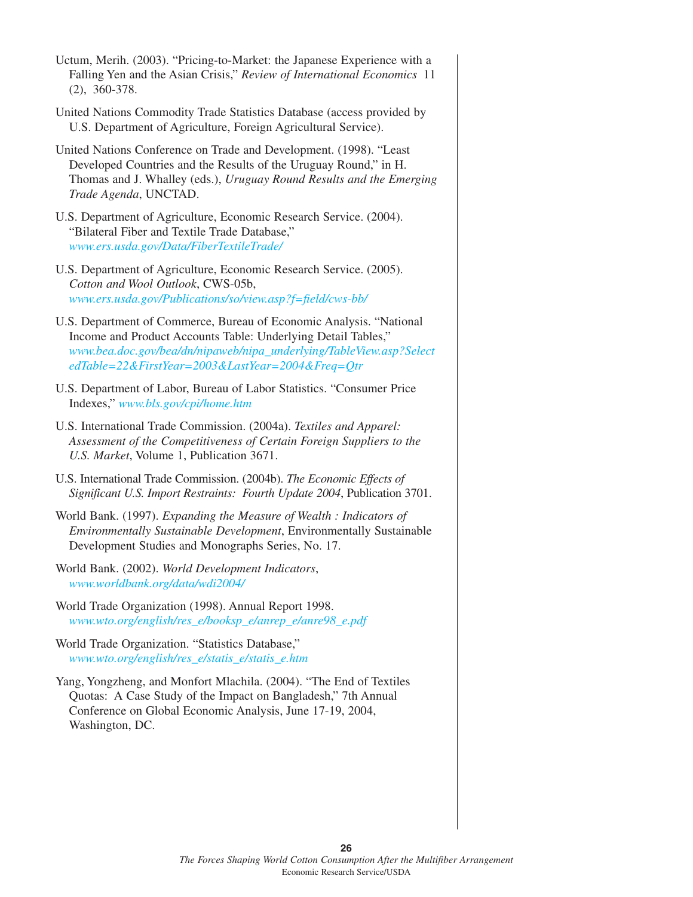Uctum, Merih. (2003). "Pricing-to-Market: the Japanese Experience with a Falling Yen and the Asian Crisis," *Review of International Economics* 11 (2), 360-378.

United Nations Commodity Trade Statistics Database (access provided by U.S. Department of Agriculture, Foreign Agricultural Service).

United Nations Conference on Trade and Development. (1998). "Least Developed Countries and the Results of the Uruguay Round," in H. Thomas and J. Whalley (eds.), *Uruguay Round Results and the Emerging Trade Agenda*, UNCTAD.

U.S. Department of Agriculture, Economic Research Service. (2004). "Bilateral Fiber and Textile Trade Database," *www.ers.usda.gov/Data/FiberTextileTrade/*

U.S. Department of Agriculture, Economic Research Service. (2005). *Cotton and Wool Outlook*, CWS-05b, *www.ers.usda.gov/Publications/so/view.asp?f=field/cws-bb/*

U.S. Department of Commerce, Bureau of Economic Analysis. "National Income and Product Accounts Table: Underlying Detail Tables," *www.bea.doc.gov/bea/dn/nipaweb/nipa_underlying/TableView.asp?SelectedTable=22&FirstYear=2003&LastYear=2004&Freq=Qtr*

U.S. Department of Labor, Bureau of Labor Statistics. "Consumer Price Indexes," *www.bls.gov/cpi/home.htm*

U.S. International Trade Commission. (2004a). *Textiles and Apparel: Assessment of the Competitiveness of Certain Foreign Suppliers to the U.S. Market*, Volume 1, Publication 3671.

U.S. International Trade Commission. (2004b). *The Economic Effects of Significant U.S. Import Restraints: Fourth Update 2004*, Publication 3701.

World Bank. (1997). *Expanding the Measure of Wealth : Indicators of Environmentally Sustainable Development*, Environmentally Sustainable Development Studies and Monographs Series, No. 17.

World Bank. (2002). *World Development Indicators*, *www.worldbank.org/data/wdi2004/*

World Trade Organization (1998). Annual Report 1998. *www.wto.org/english/res_e/booksp_e/anrep_e/anre98_e.pdf*

World Trade Organization. "Statistics Database," *www.wto.org/english/res_e/statis_e/statis_e.htm*

Yang, Yongzheng, and Monfort Mlachila. (2004). "The End of Textiles Quotas: A Case Study of the Impact on Bangladesh," 7th Annual Conference on Global Economic Analysis, June 17-19, 2004, Washington, DC.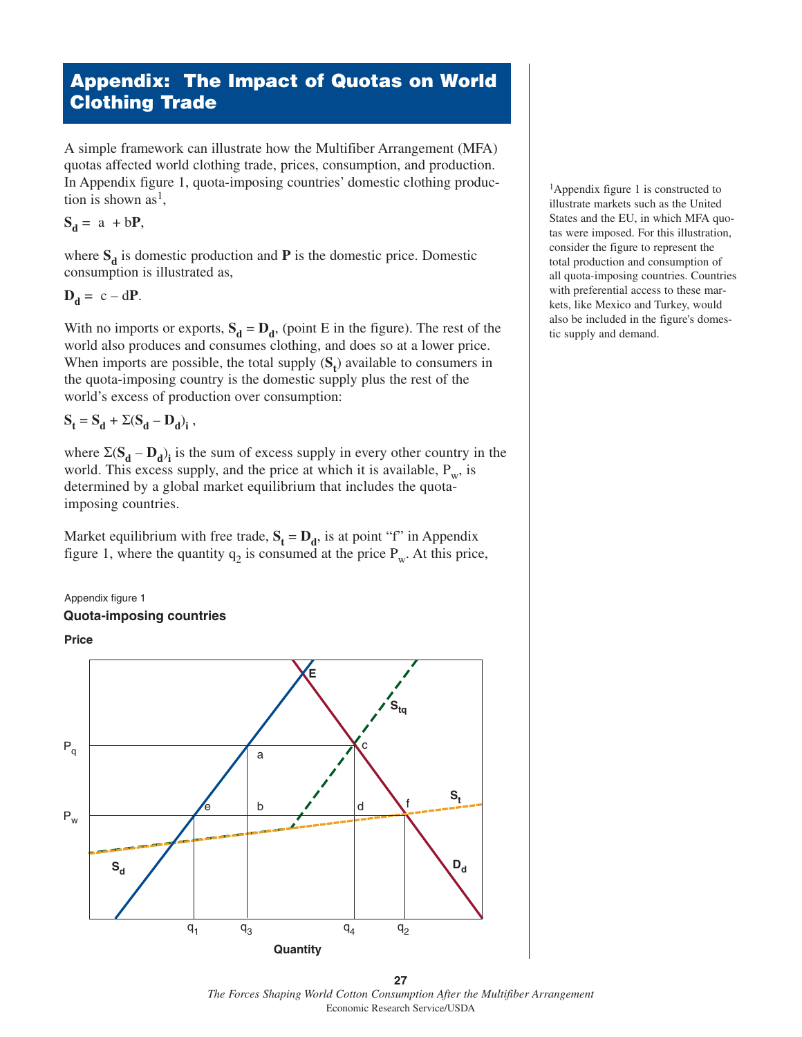# Appendix: The Impact of Quotas on World Clothing Trade

A simple framework can illustrate how the Multifiber Arrangement (MFA) quotas affected world clothing trade, prices, consumption, and production. In Appendix figure 1, quota-imposing countries' domestic clothing production is shown as[1],

$$\mathbf{S_d} = a + b\mathbf{P},$$

where $\mathbf{S_d}$ is domestic production and $\mathbf{P}$ is the domestic price. Domestic consumption is illustrated as,

$$\mathbf{D_d} = c - d\mathbf{P}.$$

With no imports or exports, $\mathbf{S_d} = \mathbf{D_d}$, (point E in the figure). The rest of the world also produces and consumes clothing, and does so at a lower price. When imports are possible, the total supply ($\mathbf{S_t}$) available to consumers in the quota-imposing country is the domestic supply plus the rest of the world's excess of production over consumption:

$$\mathbf{S_t} = \mathbf{S_d} + \Sigma(\mathbf{S_d} - \mathbf{D_d})_\mathbf{i},$$

where $\Sigma(\mathbf{S_d} - \mathbf{D_d})_\mathbf{i}$ is the sum of excess supply in every other country in the world. This excess supply, and the price at which it is available, $P_w$, is determined by a global market equilibrium that includes the quota-imposing countries.

Market equilibrium with free trade, $\mathbf{S_t} = \mathbf{D_d}$, is at point "f" in Appendix figure 1, where the quantity $q_2$ is consumed at the price $P_w$. At this price,

[1]Appendix figure 1 is constructed to illustrate markets such as the United States and the EU, in which MFA quotas were imposed. For this illustration, consider the figure to represent the total production and consumption of all quota-imposing countries. Countries with preferential access to these markets, like Mexico and Turkey, would also be included in the figure's domestic supply and demand.

Appendix figure 1

**Quota-imposing countries**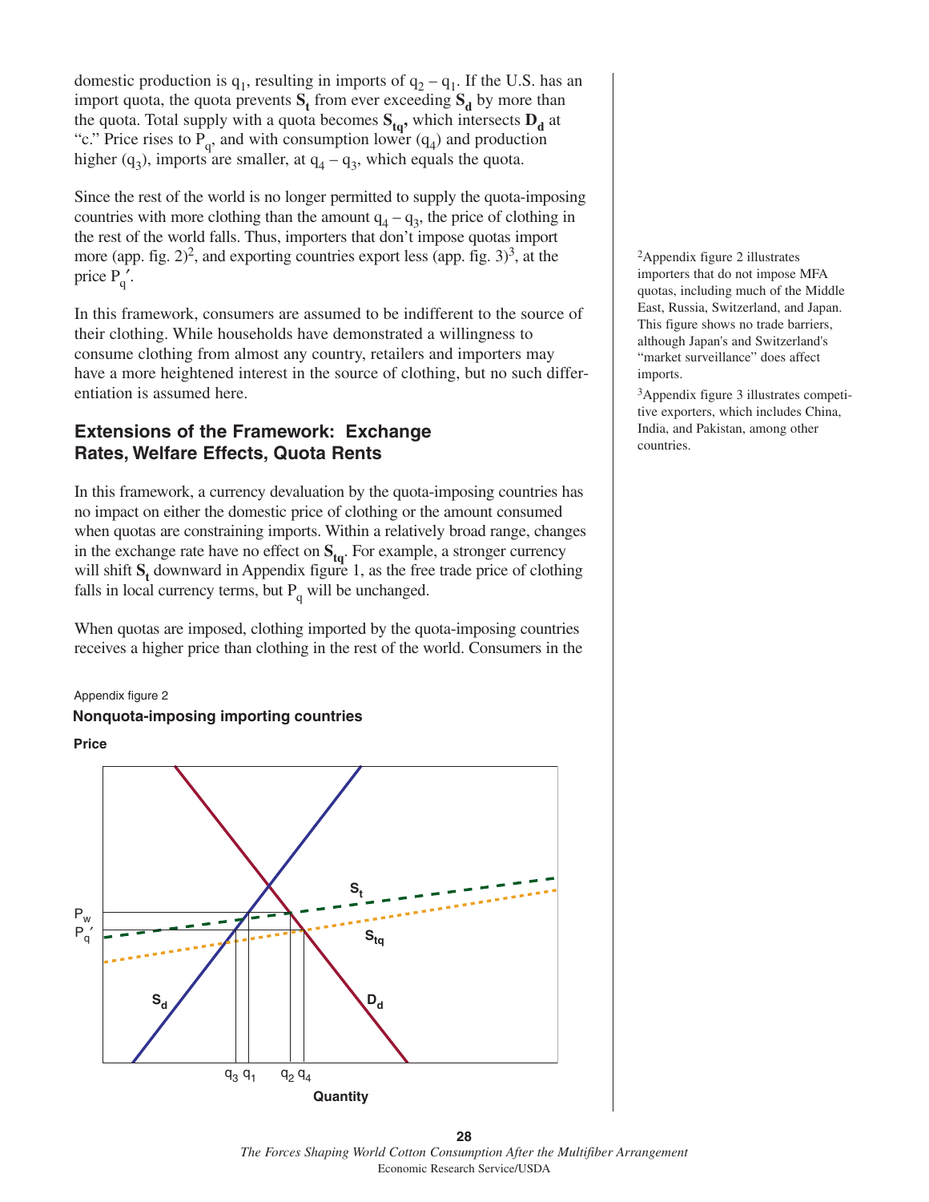domestic production is $q_1$, resulting in imports of $q_2 - q_1$. If the U.S. has an import quota, the quota prevents $\mathbf{S_t}$ from ever exceeding $\mathbf{S_d}$ by more than the quota. Total supply with a quota becomes $\mathbf{S_{tq}}$, which intersects $\mathbf{D_d}$ at "c." Price rises to $P_q$, and with consumption lower ($q_4$) and production higher ($q_3$), imports are smaller, at $q_4 - q_3$, which equals the quota.

Since the rest of the world is no longer permitted to supply the quota-imposing countries with more clothing than the amount $q_4 - q_3$, the price of clothing in the rest of the world falls. Thus, importers that don't impose quotas import more (app. fig. 2)[2], and exporting countries export less (app. fig. 3)[3], at the price $P_q'$.

In this framework, consumers are assumed to be indifferent to the source of their clothing. While households have demonstrated a willingness to consume clothing from almost any country, retailers and importers may have a more heightened interest in the source of clothing, but no such differentiation is assumed here.

## Extensions of the Framework: Exchange Rates, Welfare Effects, Quota Rents

In this framework, a currency devaluation by the quota-imposing countries has no impact on either the domestic price of clothing or the amount consumed when quotas are constraining imports. Within a relatively broad range, changes in the exchange rate have no effect on $\mathbf{S_{tq}}$. For example, a stronger currency will shift $\mathbf{S_t}$ downward in Appendix figure 1, as the free trade price of clothing falls in local currency terms, but $P_q$ will be unchanged.

When quotas are imposed, clothing imported by the quota-imposing countries receives a higher price than clothing in the rest of the world. Consumers in the

[2]Appendix figure 2 illustrates importers that do not impose MFA quotas, including much of the Middle East, Russia, Switzerland, and Japan. This figure shows no trade barriers, although Japan's and Switzerland's "market surveillance" does affect imports.

[3]Appendix figure 3 illustrates competitive exporters, which includes China, India, and Pakistan, among other countries.

Appendix figure 2

**Nonquota-imposing importing countries**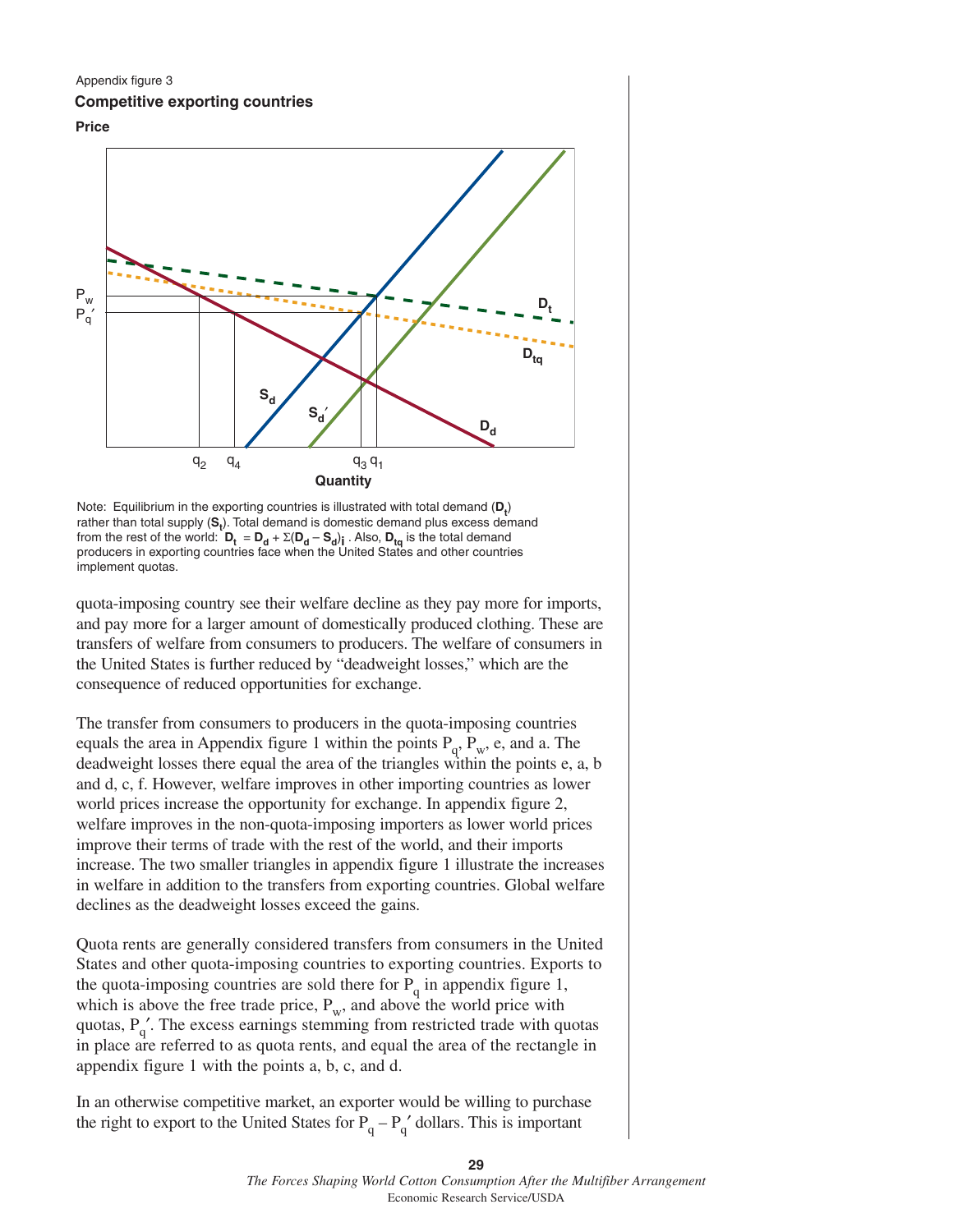Appendix figure 3

**Competitive exporting countries**

Price

Note: Equilibrium in the exporting countries is illustrated with total demand (**D**$_t$) rather than total supply (**S**$_t$). Total demand is domestic demand plus excess demand from the rest of the world: $\mathbf{D_t} = \mathbf{D_d} + \Sigma(\mathbf{D_d} - \mathbf{S_d})_i$ . Also, $\mathbf{D_{tq}}$ is the total demand producers in exporting countries face when the United States and other countries implement quotas.

quota-imposing country see their welfare decline as they pay more for imports, and pay more for a larger amount of domestically produced clothing. These are transfers of welfare from consumers to producers. The welfare of consumers in the United States is further reduced by "deadweight losses," which are the consequence of reduced opportunities for exchange.

The transfer from consumers to producers in the quota-imposing countries equals the area in Appendix figure 1 within the points $P_q$, $P_w$, e, and a. The deadweight losses there equal the area of the triangles within the points e, a, b and d, c, f. However, welfare improves in other importing countries as lower world prices increase the opportunity for exchange. In appendix figure 2, welfare improves in the non-quota-imposing importers as lower world prices improve their terms of trade with the rest of the world, and their imports increase. The two smaller triangles in appendix figure 1 illustrate the increases in welfare in addition to the transfers from exporting countries. Global welfare declines as the deadweight losses exceed the gains.

Quota rents are generally considered transfers from consumers in the United States and other quota-imposing countries to exporting countries. Exports to the quota-imposing countries are sold there for $P_q$ in appendix figure 1, which is above the free trade price, $P_w$, and above the world price with quotas, $P_q'$. The excess earnings stemming from restricted trade with quotas in place are referred to as quota rents, and equal the area of the rectangle in appendix figure 1 with the points a, b, c, and d.

In an otherwise competitive market, an exporter would be willing to purchase the right to export to the United States for $P_q - P_q'$ dollars. This is important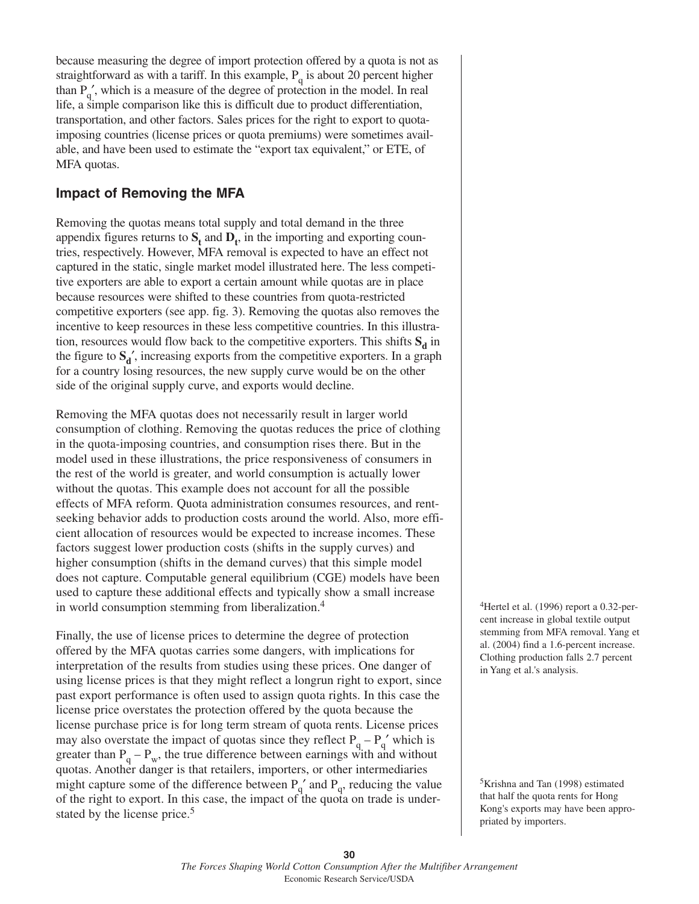because measuring the degree of import protection offered by a quota is not as straightforward as with a tariff. In this example, $P_q$ is about 20 percent higher than $P_q'$, which is a measure of the degree of protection in the model. In real life, a simple comparison like this is difficult due to product differentiation, transportation, and other factors. Sales prices for the right to export to quota-imposing countries (license prices or quota premiums) were sometimes available, and have been used to estimate the "export tax equivalent," or ETE, of MFA quotas.

## Impact of Removing the MFA

Removing the quotas means total supply and total demand in the three appendix figures returns to $\mathbf{S_t}$ and $\mathbf{D_t}$, in the importing and exporting countries, respectively. However, MFA removal is expected to have an effect not captured in the static, single market model illustrated here. The less competitive exporters are able to export a certain amount while quotas are in place because resources were shifted to these countries from quota-restricted competitive exporters (see app. fig. 3). Removing the quotas also removes the incentive to keep resources in these less competitive countries. In this illustration, resources would flow back to the competitive exporters. This shifts $\mathbf{S_d}$ in the figure to $\mathbf{S_d'}$, increasing exports from the competitive exporters. In a graph for a country losing resources, the new supply curve would be on the other side of the original supply curve, and exports would decline.

Removing the MFA quotas does not necessarily result in larger world consumption of clothing. Removing the quotas reduces the price of clothing in the quota-imposing countries, and consumption rises there. But in the model used in these illustrations, the price responsiveness of consumers in the rest of the world is greater, and world consumption is actually lower without the quotas. This example does not account for all the possible effects of MFA reform. Quota administration consumes resources, and rent-seeking behavior adds to production costs around the world. Also, more efficient allocation of resources would be expected to increase incomes. These factors suggest lower production costs (shifts in the supply curves) and higher consumption (shifts in the demand curves) that this simple model does not capture. Computable general equilibrium (CGE) models have been used to capture these additional effects and typically show a small increase in world consumption stemming from liberalization.[4]

Finally, the use of license prices to determine the degree of protection offered by the MFA quotas carries some dangers, with implications for interpretation of the results from studies using these prices. One danger of using license prices is that they might reflect a longrun right to export, since past export performance is often used to assign quota rights. In this case the license price overstates the protection offered by the quota because the license purchase price is for long term stream of quota rents. License prices may also overstate the impact of quotas since they reflect $P_q - P_q'$ which is greater than $P_q - P_w$, the true difference between earnings with and without quotas. Another danger is that retailers, importers, or other intermediaries might capture some of the difference between $P_q'$ and $P_q$, reducing the value of the right to export. In this case, the impact of the quota on trade is understated by the license price.[5]

[4]Hertel et al. (1996) report a 0.32-percent increase in global textile output stemming from MFA removal. Yang et al. (2004) find a 1.6-percent increase. Clothing production falls 2.7 percent in Yang et al.'s analysis.

[5]Krishna and Tan (1998) estimated that half the quota rents for Hong Kong's exports may have been appropriated by importers.